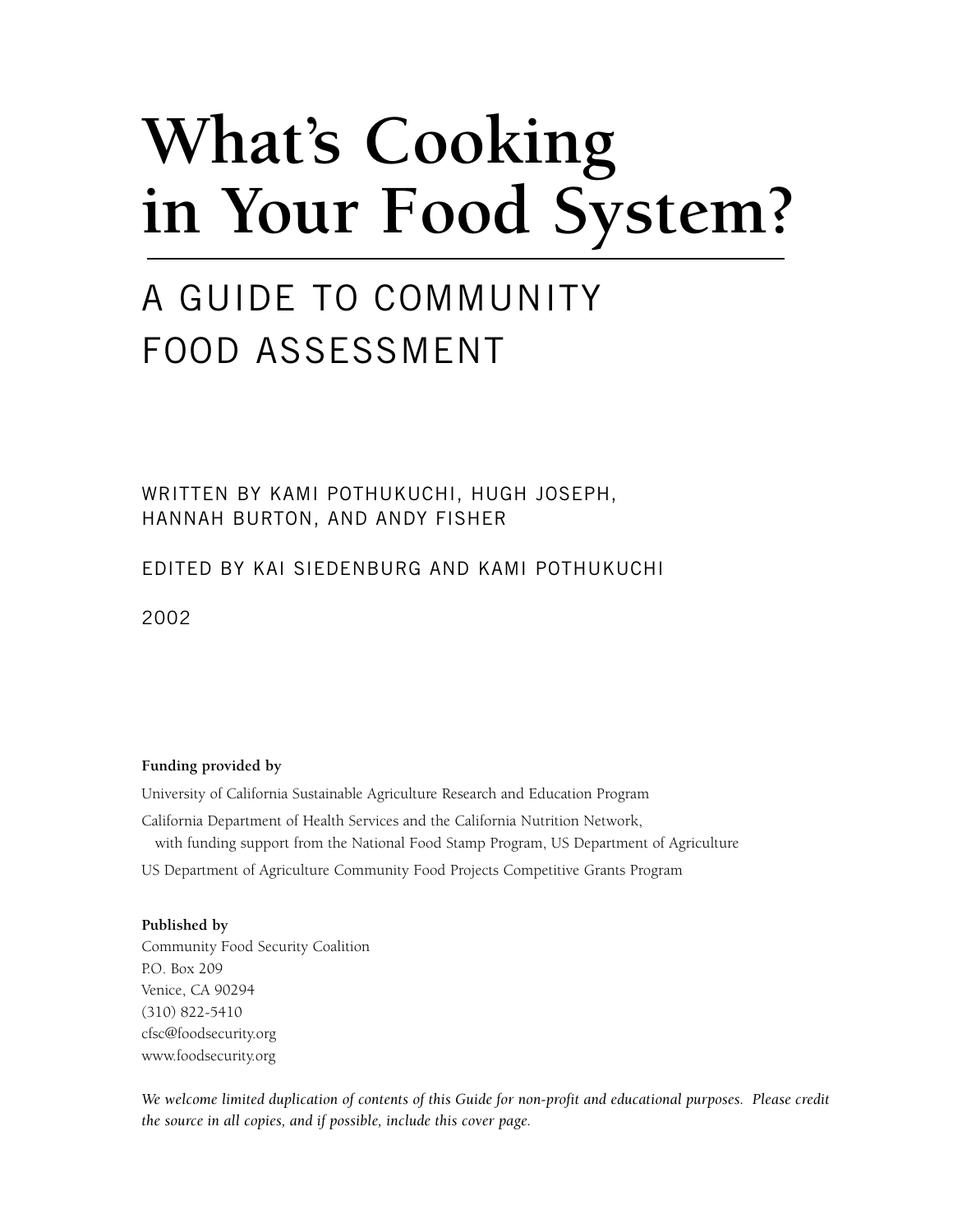# What's Cooking in Your Food System?

## A GUIDE TO COMMUNITY FOOD ASSESSMENT

WRITTEN BY KAMI POTHUKUCHI, HUGH JOSEPH, HANNAH BURTON, AND ANDY FISHER

EDITED BY KAI SIEDENBURG AND KAMI POTHUKUCHI

2002

**Funding provided by**

University of California Sustainable Agriculture Research and Education Program

California Department of Health Services and the California Nutrition Network, with funding support from the National Food Stamp Program, US Department of Agriculture

US Department of Agriculture Community Food Projects Competitive Grants Program

**Published by**
Community Food Security Coalition
P.O. Box 209
Venice, CA 90294
(310) 822-5410
cfsc@foodsecurity.org
www.foodsecurity.org

*We welcome limited duplication of contents of this Guide for non-profit and educational purposes. Please credit the source in all copies, and if possible, include this cover page.*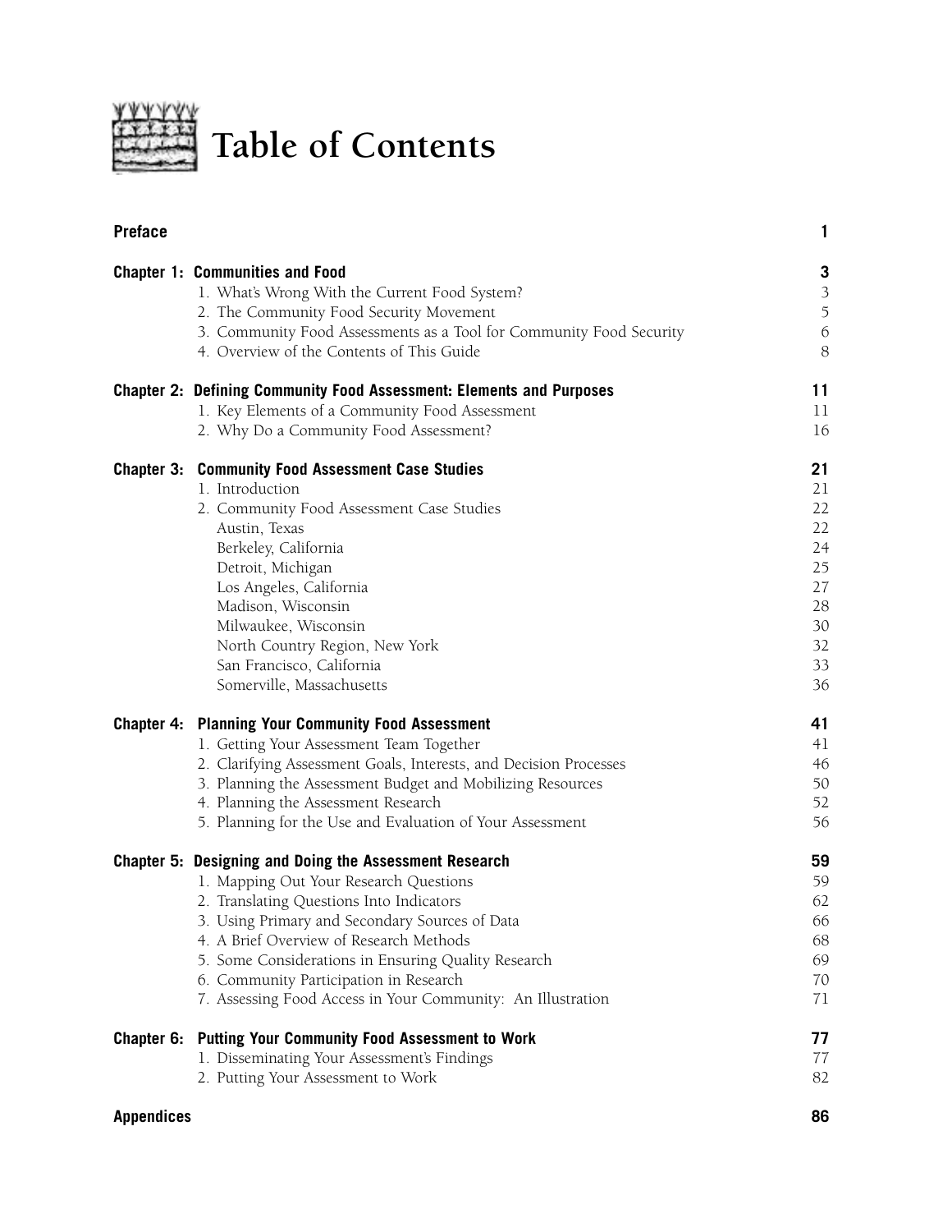# Table of Contents

| | | |
|---|---|---|
| **Preface** | | **1** |
| **Chapter 1:** | **Communities and Food** | **3** |
| | 1. What's Wrong With the Current Food System? | 3 |
| | 2. The Community Food Security Movement | 5 |
| | 3. Community Food Assessments as a Tool for Community Food Security | 6 |
| | 4. Overview of the Contents of This Guide | 8 |
| **Chapter 2:** | **Defining Community Food Assessment: Elements and Purposes** | **11** |
| | 1. Key Elements of a Community Food Assessment | 11 |
| | 2. Why Do a Community Food Assessment? | 16 |
| **Chapter 3:** | **Community Food Assessment Case Studies** | **21** |
| | 1. Introduction | 21 |
| | 2. Community Food Assessment Case Studies | 22 |
| | Austin, Texas | 22 |
| | Berkeley, California | 24 |
| | Detroit, Michigan | 25 |
| | Los Angeles, California | 27 |
| | Madison, Wisconsin | 28 |
| | Milwaukee, Wisconsin | 30 |
| | North Country Region, New York | 32 |
| | San Francisco, California | 33 |
| | Somerville, Massachusetts | 36 |
| **Chapter 4:** | **Planning Your Community Food Assessment** | **41** |
| | 1. Getting Your Assessment Team Together | 41 |
| | 2. Clarifying Assessment Goals, Interests, and Decision Processes | 46 |
| | 3. Planning the Assessment Budget and Mobilizing Resources | 50 |
| | 4. Planning the Assessment Research | 52 |
| | 5. Planning for the Use and Evaluation of Your Assessment | 56 |
| **Chapter 5:** | **Designing and Doing the Assessment Research** | **59** |
| | 1. Mapping Out Your Research Questions | 59 |
| | 2. Translating Questions Into Indicators | 62 |
| | 3. Using Primary and Secondary Sources of Data | 66 |
| | 4. A Brief Overview of Research Methods | 68 |
| | 5. Some Considerations in Ensuring Quality Research | 69 |
| | 6. Community Participation in Research | 70 |
| | 7. Assessing Food Access in Your Community: An Illustration | 71 |
| **Chapter 6:** | **Putting Your Community Food Assessment to Work** | **77** |
| | 1. Disseminating Your Assessment's Findings | 77 |
| | 2. Putting Your Assessment to Work | 82 |
| **Appendices** | | **86** |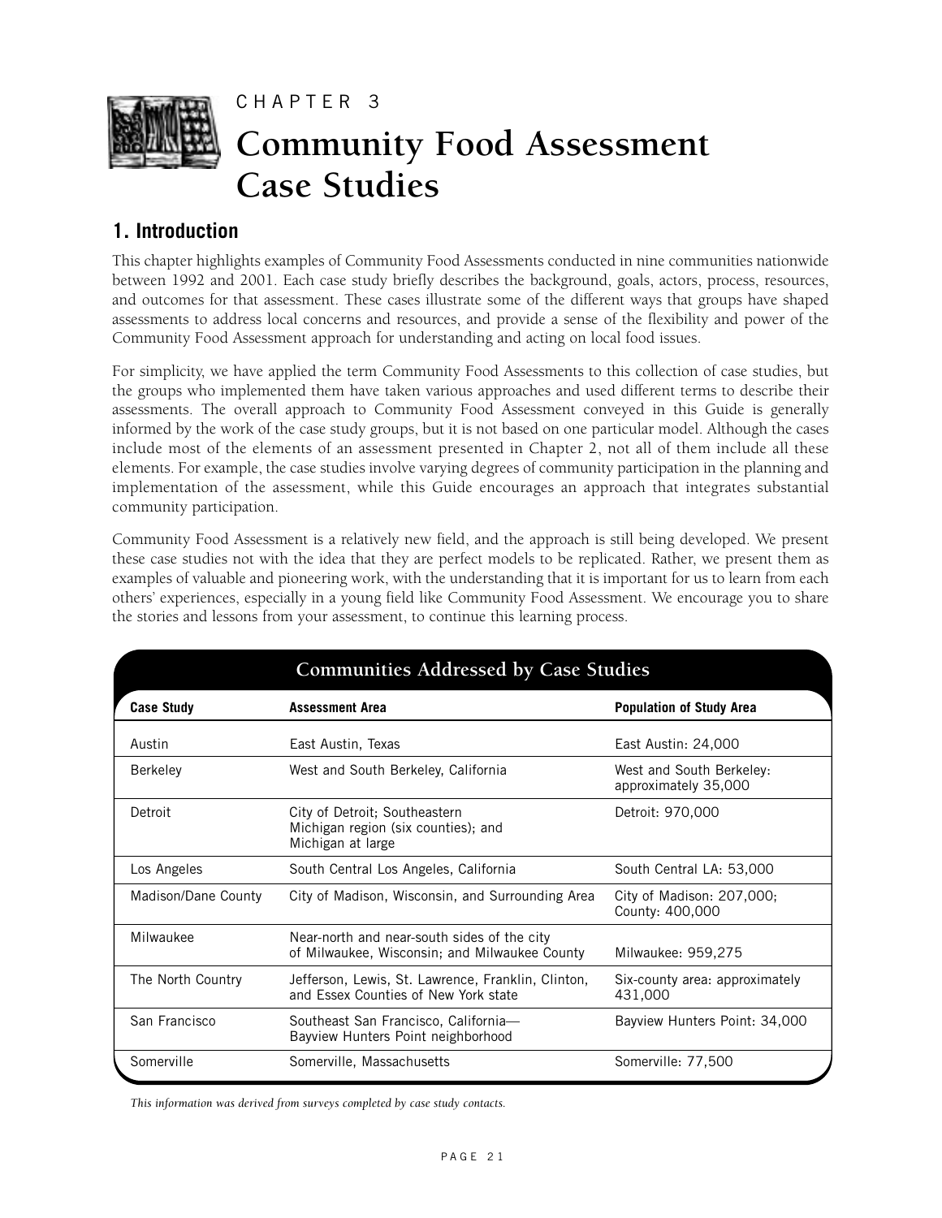# CHAPTER 3

# Community Food Assessment Case Studies

## 1. Introduction

This chapter highlights examples of Community Food Assessments conducted in nine communities nationwide between 1992 and 2001. Each case study briefly describes the background, goals, actors, process, resources, and outcomes for that assessment. These cases illustrate some of the different ways that groups have shaped assessments to address local concerns and resources, and provide a sense of the flexibility and power of the Community Food Assessment approach for understanding and acting on local food issues.

For simplicity, we have applied the term Community Food Assessments to this collection of case studies, but the groups who implemented them have taken various approaches and used different terms to describe their assessments. The overall approach to Community Food Assessment conveyed in this Guide is generally informed by the work of the case study groups, but it is not based on one particular model. Although the cases include most of the elements of an assessment presented in Chapter 2, not all of them include all these elements. For example, the case studies involve varying degrees of community participation in the planning and implementation of the assessment, while this Guide encourages an approach that integrates substantial community participation.

Community Food Assessment is a relatively new field, and the approach is still being developed. We present these case studies not with the idea that they are perfect models to be replicated. Rather, we present them as examples of valuable and pioneering work, with the understanding that it is important for us to learn from each others' experiences, especially in a young field like Community Food Assessment. We encourage you to share the stories and lessons from your assessment, to continue this learning process.

**Communities Addressed by Case Studies**

| Case Study | Assessment Area | Population of Study Area |
|---|---|---|
| Austin | East Austin, Texas | East Austin: 24,000 |
| Berkeley | West and South Berkeley, California | West and South Berkeley: approximately 35,000 |
| Detroit | City of Detroit; Southeastern Michigan region (six counties); and Michigan at large | Detroit: 970,000 |
| Los Angeles | South Central Los Angeles, California | South Central LA: 53,000 |
| Madison/Dane County | City of Madison, Wisconsin, and Surrounding Area | City of Madison: 207,000; County: 400,000 |
| Milwaukee | Near-north and near-south sides of the city of Milwaukee, Wisconsin; and Milwaukee County | Milwaukee: 959,275 |
| The North Country | Jefferson, Lewis, St. Lawrence, Franklin, Clinton, and Essex Counties of New York state | Six-county area: approximately 431,000 |
| San Francisco | Southeast San Francisco, California—Bayview Hunters Point neighborhood | Bayview Hunters Point: 34,000 |
| Somerville | Somerville, Massachusetts | Somerville: 77,500 |

*This information was derived from surveys completed by case study contacts.*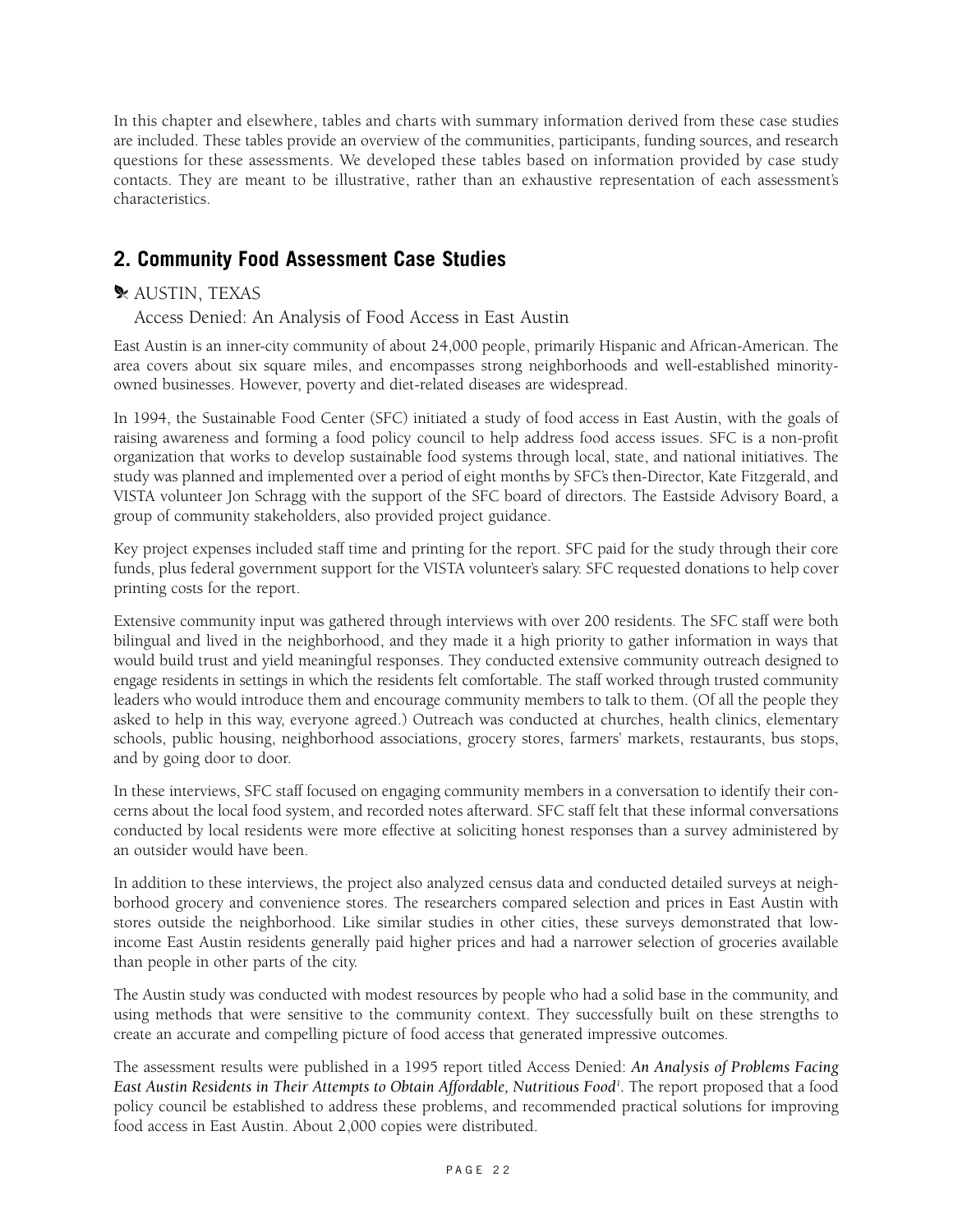In this chapter and elsewhere, tables and charts with summary information derived from these case studies are included. These tables provide an overview of the communities, participants, funding sources, and research questions for these assessments. We developed these tables based on information provided by case study contacts. They are meant to be illustrative, rather than an exhaustive representation of each assessment's characteristics.

## 2. Community Food Assessment Case Studies

### AUSTIN, TEXAS

Access Denied: An Analysis of Food Access in East Austin

East Austin is an inner-city community of about 24,000 people, primarily Hispanic and African-American. The area covers about six square miles, and encompasses strong neighborhoods and well-established minority-owned businesses. However, poverty and diet-related diseases are widespread.

In 1994, the Sustainable Food Center (SFC) initiated a study of food access in East Austin, with the goals of raising awareness and forming a food policy council to help address food access issues. SFC is a non-profit organization that works to develop sustainable food systems through local, state, and national initiatives. The study was planned and implemented over a period of eight months by SFC's then-Director, Kate Fitzgerald, and VISTA volunteer Jon Schragg with the support of the SFC board of directors. The Eastside Advisory Board, a group of community stakeholders, also provided project guidance.

Key project expenses included staff time and printing for the report. SFC paid for the study through their core funds, plus federal government support for the VISTA volunteer's salary. SFC requested donations to help cover printing costs for the report.

Extensive community input was gathered through interviews with over 200 residents. The SFC staff were both bilingual and lived in the neighborhood, and they made it a high priority to gather information in ways that would build trust and yield meaningful responses. They conducted extensive community outreach designed to engage residents in settings in which the residents felt comfortable. The staff worked through trusted community leaders who would introduce them and encourage community members to talk to them. (Of all the people they asked to help in this way, everyone agreed.) Outreach was conducted at churches, health clinics, elementary schools, public housing, neighborhood associations, grocery stores, farmers' markets, restaurants, bus stops, and by going door to door.

In these interviews, SFC staff focused on engaging community members in a conversation to identify their concerns about the local food system, and recorded notes afterward. SFC staff felt that these informal conversations conducted by local residents were more effective at soliciting honest responses than a survey administered by an outsider would have been.

In addition to these interviews, the project also analyzed census data and conducted detailed surveys at neighborhood grocery and convenience stores. The researchers compared selection and prices in East Austin with stores outside the neighborhood. Like similar studies in other cities, these surveys demonstrated that low-income East Austin residents generally paid higher prices and had a narrower selection of groceries available than people in other parts of the city.

The Austin study was conducted with modest resources by people who had a solid base in the community, and using methods that were sensitive to the community context. They successfully built on these strengths to create an accurate and compelling picture of food access that generated impressive outcomes.

The assessment results were published in a 1995 report titled Access Denied: ***An Analysis of Problems Facing East Austin Residents in Their Attempts to Obtain Affordable, Nutritious Food***[1]. The report proposed that a food policy council be established to address these problems, and recommended practical solutions for improving food access in East Austin. About 2,000 copies were distributed.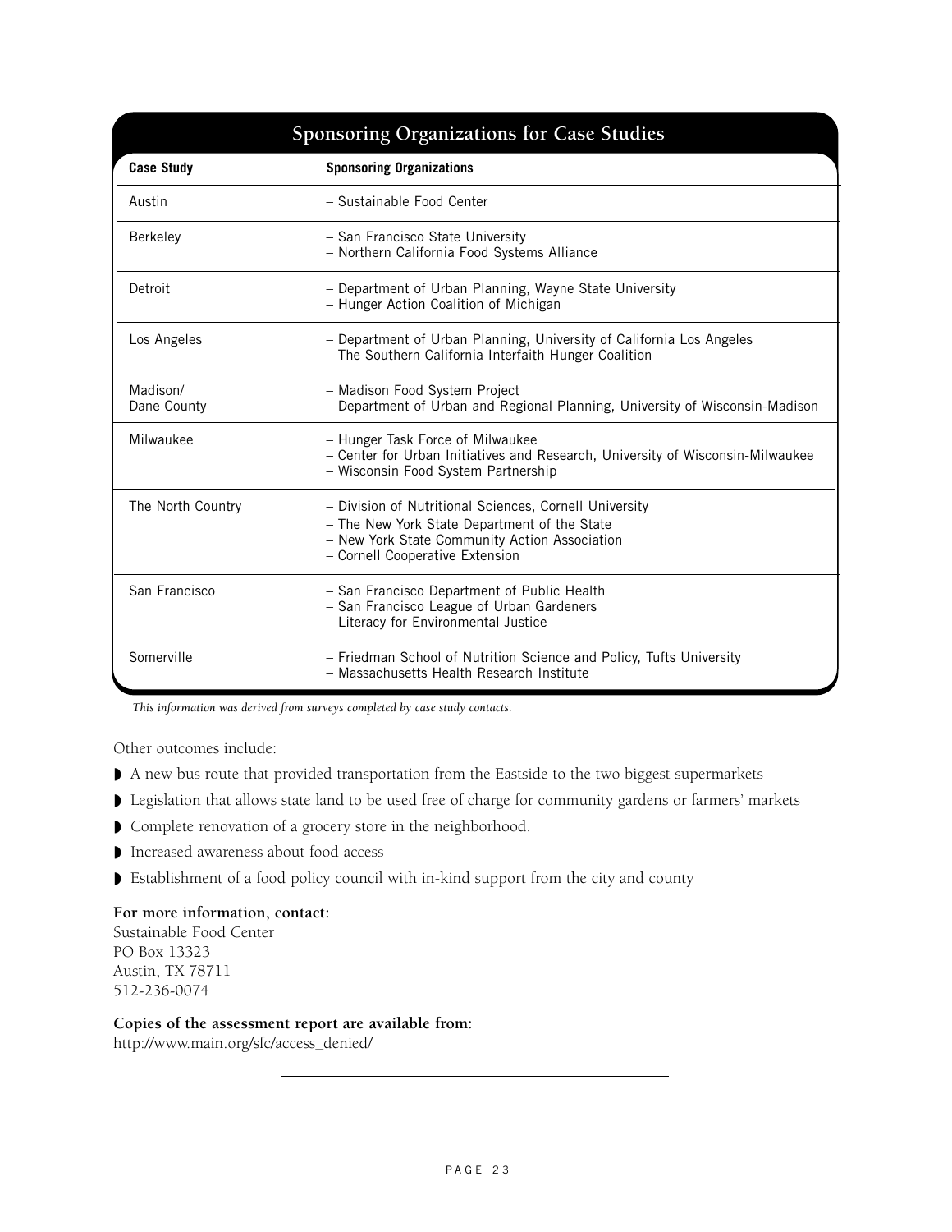**Sponsoring Organizations for Case Studies**

| Case Study | Sponsoring Organizations |
|---|---|
| Austin | – Sustainable Food Center |
| Berkeley | – San Francisco State University<br>– Northern California Food Systems Alliance |
| Detroit | – Department of Urban Planning, Wayne State University<br>– Hunger Action Coalition of Michigan |
| Los Angeles | – Department of Urban Planning, University of California Los Angeles<br>– The Southern California Interfaith Hunger Coalition |
| Madison/ Dane County | – Madison Food System Project<br>– Department of Urban and Regional Planning, University of Wisconsin-Madison |
| Milwaukee | – Hunger Task Force of Milwaukee<br>– Center for Urban Initiatives and Research, University of Wisconsin-Milwaukee<br>– Wisconsin Food System Partnership |
| The North Country | – Division of Nutritional Sciences, Cornell University<br>– The New York State Department of the State<br>– New York State Community Action Association<br>– Cornell Cooperative Extension |
| San Francisco | – San Francisco Department of Public Health<br>– San Francisco League of Urban Gardeners<br>– Literacy for Environmental Justice |
| Somerville | – Friedman School of Nutrition Science and Policy, Tufts University<br>– Massachusetts Health Research Institute |

*This information was derived from surveys completed by case study contacts.*

Other outcomes include:

- A new bus route that provided transportation from the Eastside to the two biggest supermarkets
- Legislation that allows state land to be used free of charge for community gardens or farmers' markets
- Complete renovation of a grocery store in the neighborhood.
- Increased awareness about food access
- Establishment of a food policy council with in-kind support from the city and county

**For more information, contact:**
Sustainable Food Center
PO Box 13323
Austin, TX 78711
512-236-0074

**Copies of the assessment report are available from:**
http://www.main.org/sfc/access_denied/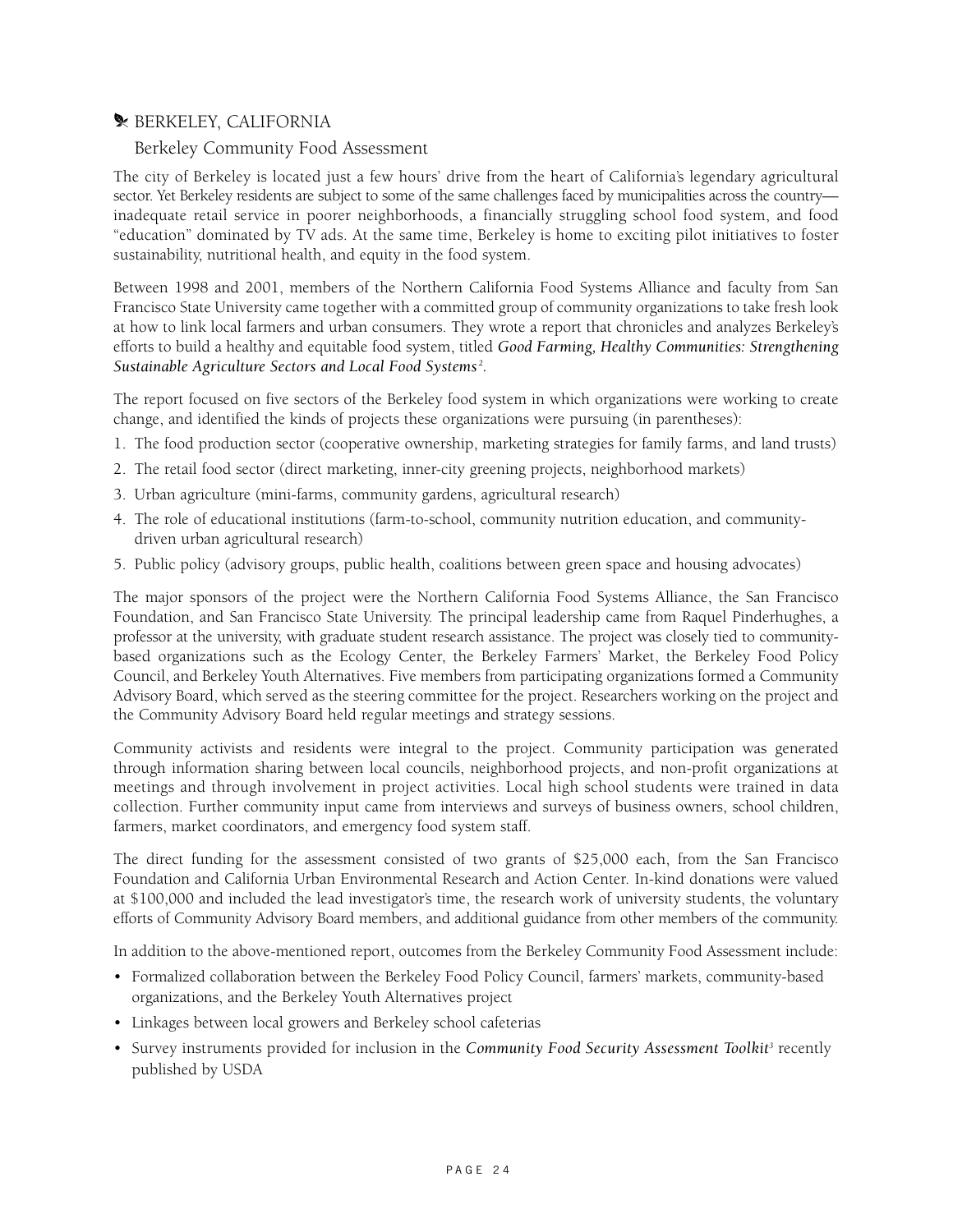## BERKELEY, CALIFORNIA

### Berkeley Community Food Assessment

The city of Berkeley is located just a few hours' drive from the heart of California's legendary agricultural sector. Yet Berkeley residents are subject to some of the same challenges faced by municipalities across the country—inadequate retail service in poorer neighborhoods, a financially struggling school food system, and food "education" dominated by TV ads. At the same time, Berkeley is home to exciting pilot initiatives to foster sustainability, nutritional health, and equity in the food system.

Between 1998 and 2001, members of the Northern California Food Systems Alliance and faculty from San Francisco State University came together with a committed group of community organizations to take fresh look at how to link local farmers and urban consumers. They wrote a report that chronicles and analyzes Berkeley's efforts to build a healthy and equitable food system, titled ***Good Farming, Healthy Communities: Strengthening Sustainable Agriculture Sectors and Local Food Systems***[2].

The report focused on five sectors of the Berkeley food system in which organizations were working to create change, and identified the kinds of projects these organizations were pursuing (in parentheses):

1. The food production sector (cooperative ownership, marketing strategies for family farms, and land trusts)
2. The retail food sector (direct marketing, inner-city greening projects, neighborhood markets)
3. Urban agriculture (mini-farms, community gardens, agricultural research)
4. The role of educational institutions (farm-to-school, community nutrition education, and community-driven urban agricultural research)
5. Public policy (advisory groups, public health, coalitions between green space and housing advocates)

The major sponsors of the project were the Northern California Food Systems Alliance, the San Francisco Foundation, and San Francisco State University. The principal leadership came from Raquel Pinderhughes, a professor at the university, with graduate student research assistance. The project was closely tied to community-based organizations such as the Ecology Center, the Berkeley Farmers' Market, the Berkeley Food Policy Council, and Berkeley Youth Alternatives. Five members from participating organizations formed a Community Advisory Board, which served as the steering committee for the project. Researchers working on the project and the Community Advisory Board held regular meetings and strategy sessions.

Community activists and residents were integral to the project. Community participation was generated through information sharing between local councils, neighborhood projects, and non-profit organizations at meetings and through involvement in project activities. Local high school students were trained in data collection. Further community input came from interviews and surveys of business owners, school children, farmers, market coordinators, and emergency food system staff.

The direct funding for the assessment consisted of two grants of $25,000 each, from the San Francisco Foundation and California Urban Environmental Research and Action Center. In-kind donations were valued at $100,000 and included the lead investigator's time, the research work of university students, the voluntary efforts of Community Advisory Board members, and additional guidance from other members of the community.

In addition to the above-mentioned report, outcomes from the Berkeley Community Food Assessment include:

- Formalized collaboration between the Berkeley Food Policy Council, farmers' markets, community-based organizations, and the Berkeley Youth Alternatives project
- Linkages between local growers and Berkeley school cafeterias
- Survey instruments provided for inclusion in the ***Community Food Security Assessment Toolkit***[3] recently published by USDA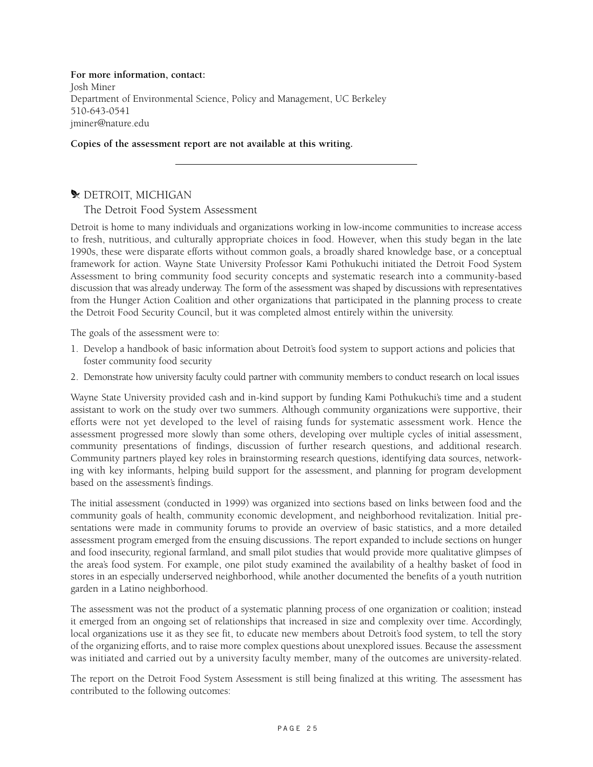**For more information, contact:**
Josh Miner
Department of Environmental Science, Policy and Management, UC Berkeley
510-643-0541
jminer@nature.edu

**Copies of the assessment report are not available at this writing.**

---

## DETROIT, MICHIGAN

### The Detroit Food System Assessment

Detroit is home to many individuals and organizations working in low-income communities to increase access to fresh, nutritious, and culturally appropriate choices in food. However, when this study began in the late 1990s, these were disparate efforts without common goals, a broadly shared knowledge base, or a conceptual framework for action. Wayne State University Professor Kami Pothukuchi initiated the Detroit Food System Assessment to bring community food security concepts and systematic research into a community-based discussion that was already underway. The form of the assessment was shaped by discussions with representatives from the Hunger Action Coalition and other organizations that participated in the planning process to create the Detroit Food Security Council, but it was completed almost entirely within the university.

The goals of the assessment were to:

1. Develop a handbook of basic information about Detroit's food system to support actions and policies that foster community food security
2. Demonstrate how university faculty could partner with community members to conduct research on local issues

Wayne State University provided cash and in-kind support by funding Kami Pothukuchi's time and a student assistant to work on the study over two summers. Although community organizations were supportive, their efforts were not yet developed to the level of raising funds for systematic assessment work. Hence the assessment progressed more slowly than some others, developing over multiple cycles of initial assessment, community presentations of findings, discussion of further research questions, and additional research. Community partners played key roles in brainstorming research questions, identifying data sources, networking with key informants, helping build support for the assessment, and planning for program development based on the assessment's findings.

The initial assessment (conducted in 1999) was organized into sections based on links between food and the community goals of health, community economic development, and neighborhood revitalization. Initial presentations were made in community forums to provide an overview of basic statistics, and a more detailed assessment program emerged from the ensuing discussions. The report expanded to include sections on hunger and food insecurity, regional farmland, and small pilot studies that would provide more qualitative glimpses of the area's food system. For example, one pilot study examined the availability of a healthy basket of food in stores in an especially underserved neighborhood, while another documented the benefits of a youth nutrition garden in a Latino neighborhood.

The assessment was not the product of a systematic planning process of one organization or coalition; instead it emerged from an ongoing set of relationships that increased in size and complexity over time. Accordingly, local organizations use it as they see fit, to educate new members about Detroit's food system, to tell the story of the organizing efforts, and to raise more complex questions about unexplored issues. Because the assessment was initiated and carried out by a university faculty member, many of the outcomes are university-related.

The report on the Detroit Food System Assessment is still being finalized at this writing. The assessment has contributed to the following outcomes: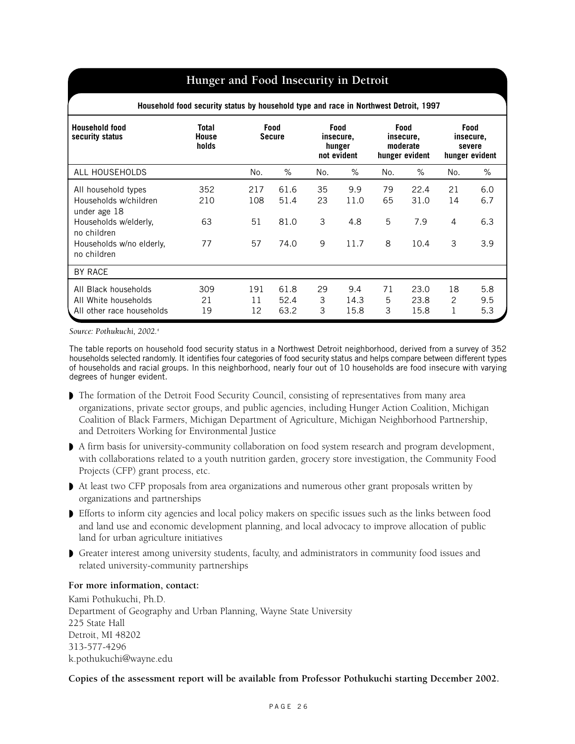## Hunger and Food Insecurity in Detroit

**Household food security status by household type and race in Northwest Detroit, 1997**

| Household food security status | Total House holds | Food Secure | | Food insecure, hunger not evident | | Food insecure, moderate hunger evident | | Food insecure, severe hunger evident | |
|---|---|---|---|---|---|---|---|---|---|
| ALL HOUSEHOLDS | | No. | % | No. | % | No. | % | No. | % |
| All household types | 352 | 217 | 61.6 | 35 | 9.9 | 79 | 22.4 | 21 | 6.0 |
| Households w/children under age 18 | 210 | 108 | 51.4 | 23 | 11.0 | 65 | 31.0 | 14 | 6.7 |
| Households w/elderly, no children | 63 | 51 | 81.0 | 3 | 4.8 | 5 | 7.9 | 4 | 6.3 |
| Households w/no elderly, no children | 77 | 57 | 74.0 | 9 | 11.7 | 8 | 10.4 | 3 | 3.9 |
| BY RACE | | | | | | | | | |
| All Black households | 309 | 191 | 61.8 | 29 | 9.4 | 71 | 23.0 | 18 | 5.8 |
| All White households | 21 | 11 | 52.4 | 3 | 14.3 | 5 | 23.8 | 2 | 9.5 |
| All other race households | 19 | 12 | 63.2 | 3 | 15.8 | 3 | 15.8 | 1 | 5.3 |

*Source: Pothukuchi, 2002.*[4]

The table reports on household food security status in a Northwest Detroit neighborhood, derived from a survey of 352 households selected randomly. It identifies four categories of food security status and helps compare between different types of households and racial groups. In this neighborhood, nearly four out of 10 households are food insecure with varying degrees of hunger evident.

- The formation of the Detroit Food Security Council, consisting of representatives from many area organizations, private sector groups, and public agencies, including Hunger Action Coalition, Michigan Coalition of Black Farmers, Michigan Department of Agriculture, Michigan Neighborhood Partnership, and Detroiters Working for Environmental Justice
- A firm basis for university-community collaboration on food system research and program development, with collaborations related to a youth nutrition garden, grocery store investigation, the Community Food Projects (CFP) grant process, etc.
- At least two CFP proposals from area organizations and numerous other grant proposals written by organizations and partnerships
- Efforts to inform city agencies and local policy makers on specific issues such as the links between food and land use and economic development planning, and local advocacy to improve allocation of public land for urban agriculture initiatives
- Greater interest among university students, faculty, and administrators in community food issues and related university-community partnerships

**For more information, contact:**

Kami Pothukuchi, Ph.D.
Department of Geography and Urban Planning, Wayne State University
225 State Hall
Detroit, MI 48202
313-577-4296
k.pothukuchi@wayne.edu

**Copies of the assessment report will be available from Professor Pothukuchi starting December 2002.**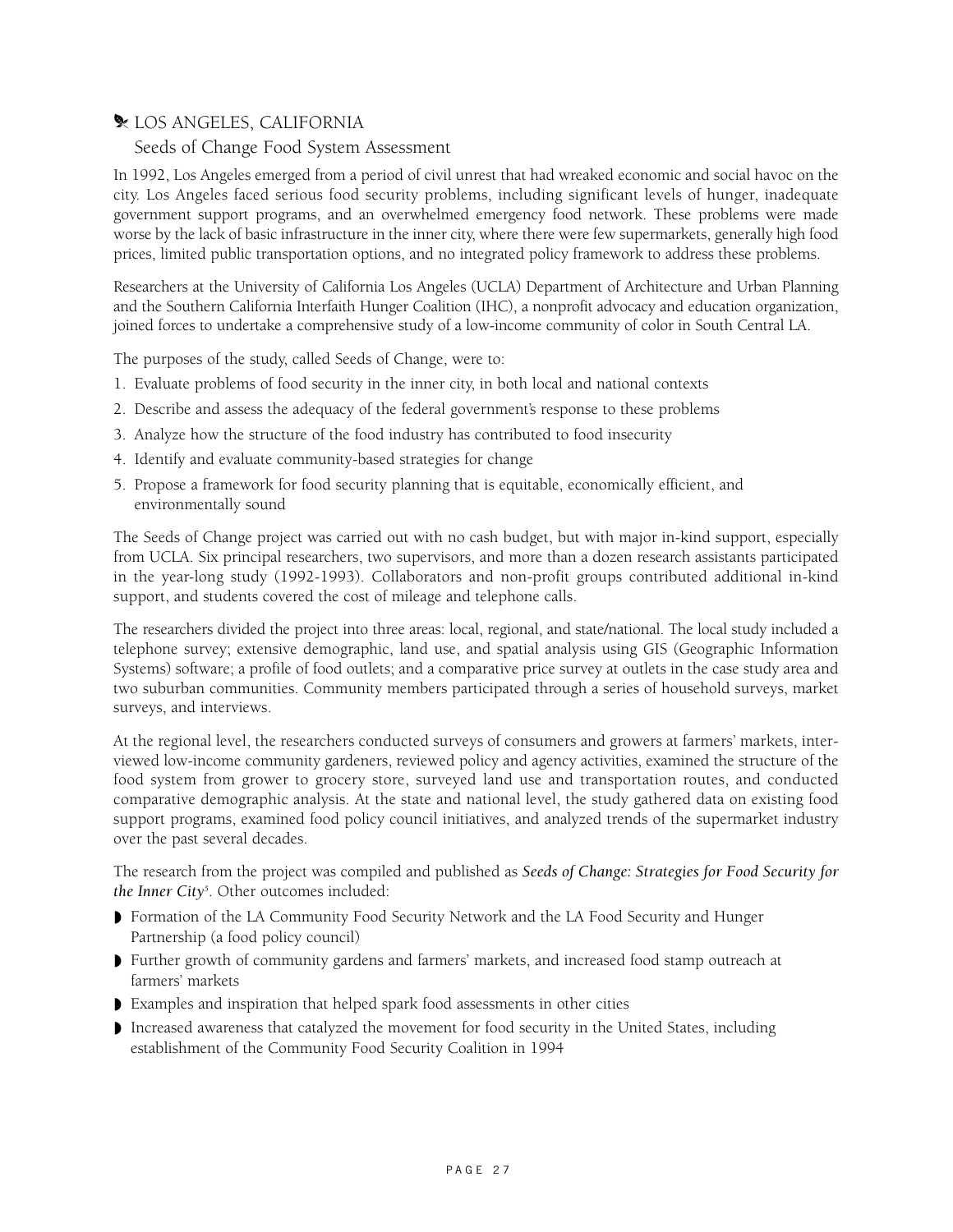## LOS ANGELES, CALIFORNIA

### Seeds of Change Food System Assessment

In 1992, Los Angeles emerged from a period of civil unrest that had wreaked economic and social havoc on the city. Los Angeles faced serious food security problems, including significant levels of hunger, inadequate government support programs, and an overwhelmed emergency food network. These problems were made worse by the lack of basic infrastructure in the inner city, where there were few supermarkets, generally high food prices, limited public transportation options, and no integrated policy framework to address these problems.

Researchers at the University of California Los Angeles (UCLA) Department of Architecture and Urban Planning and the Southern California Interfaith Hunger Coalition (IHC), a nonprofit advocacy and education organization, joined forces to undertake a comprehensive study of a low-income community of color in South Central LA.

The purposes of the study, called Seeds of Change, were to:

1. Evaluate problems of food security in the inner city, in both local and national contexts
2. Describe and assess the adequacy of the federal government's response to these problems
3. Analyze how the structure of the food industry has contributed to food insecurity
4. Identify and evaluate community-based strategies for change
5. Propose a framework for food security planning that is equitable, economically efficient, and environmentally sound

The Seeds of Change project was carried out with no cash budget, but with major in-kind support, especially from UCLA. Six principal researchers, two supervisors, and more than a dozen research assistants participated in the year-long study (1992-1993). Collaborators and non-profit groups contributed additional in-kind support, and students covered the cost of mileage and telephone calls.

The researchers divided the project into three areas: local, regional, and state/national. The local study included a telephone survey; extensive demographic, land use, and spatial analysis using GIS (Geographic Information Systems) software; a profile of food outlets; and a comparative price survey at outlets in the case study area and two suburban communities. Community members participated through a series of household surveys, market surveys, and interviews.

At the regional level, the researchers conducted surveys of consumers and growers at farmers' markets, interviewed low-income community gardeners, reviewed policy and agency activities, examined the structure of the food system from grower to grocery store, surveyed land use and transportation routes, and conducted comparative demographic analysis. At the state and national level, the study gathered data on existing food support programs, examined food policy council initiatives, and analyzed trends of the supermarket industry over the past several decades.

The research from the project was compiled and published as ***Seeds of Change: Strategies for Food Security for the Inner City***[5]. Other outcomes included:

- Formation of the LA Community Food Security Network and the LA Food Security and Hunger Partnership (a food policy council)
- Further growth of community gardens and farmers' markets, and increased food stamp outreach at farmers' markets
- Examples and inspiration that helped spark food assessments in other cities
- Increased awareness that catalyzed the movement for food security in the United States, including establishment of the Community Food Security Coalition in 1994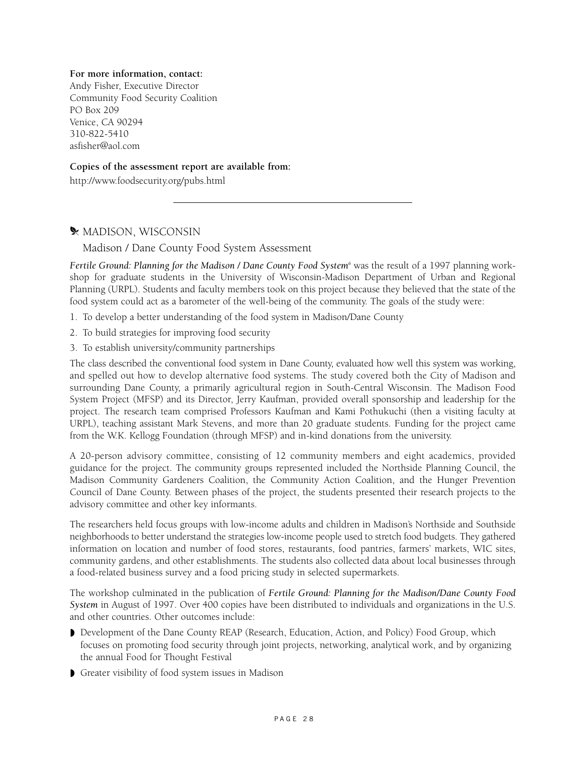**For more information, contact:**
Andy Fisher, Executive Director
Community Food Security Coalition
PO Box 209
Venice, CA 90294
310-822-5410
asfisher@aol.com

**Copies of the assessment report are available from:**
http://www.foodsecurity.org/pubs.html

---

## MADISON, WISCONSIN

### Madison / Dane County Food System Assessment

***Fertile Ground: Planning for the Madison / Dane County Food System***[6] was the result of a 1997 planning workshop for graduate students in the University of Wisconsin-Madison Department of Urban and Regional Planning (URPL). Students and faculty members took on this project because they believed that the state of the food system could act as a barometer of the well-being of the community. The goals of the study were:

1. To develop a better understanding of the food system in Madison/Dane County
2. To build strategies for improving food security
3. To establish university/community partnerships

The class described the conventional food system in Dane County, evaluated how well this system was working, and spelled out how to develop alternative food systems. The study covered both the City of Madison and surrounding Dane County, a primarily agricultural region in South-Central Wisconsin. The Madison Food System Project (MFSP) and its Director, Jerry Kaufman, provided overall sponsorship and leadership for the project. The research team comprised Professors Kaufman and Kami Pothukuchi (then a visiting faculty at URPL), teaching assistant Mark Stevens, and more than 20 graduate students. Funding for the project came from the W.K. Kellogg Foundation (through MFSP) and in-kind donations from the university.

A 20-person advisory committee, consisting of 12 community members and eight academics, provided guidance for the project. The community groups represented included the Northside Planning Council, the Madison Community Gardeners Coalition, the Community Action Coalition, and the Hunger Prevention Council of Dane County. Between phases of the project, the students presented their research projects to the advisory committee and other key informants.

The researchers held focus groups with low-income adults and children in Madison's Northside and Southside neighborhoods to better understand the strategies low-income people used to stretch food budgets. They gathered information on location and number of food stores, restaurants, food pantries, farmers' markets, WIC sites, community gardens, and other establishments. The students also collected data about local businesses through a food-related business survey and a food pricing study in selected supermarkets.

The workshop culminated in the publication of ***Fertile Ground: Planning for the Madison/Dane County Food System*** in August of 1997. Over 400 copies have been distributed to individuals and organizations in the U.S. and other countries. Other outcomes include:

- Development of the Dane County REAP (Research, Education, Action, and Policy) Food Group, which focuses on promoting food security through joint projects, networking, analytical work, and by organizing the annual Food for Thought Festival
- Greater visibility of food system issues in Madison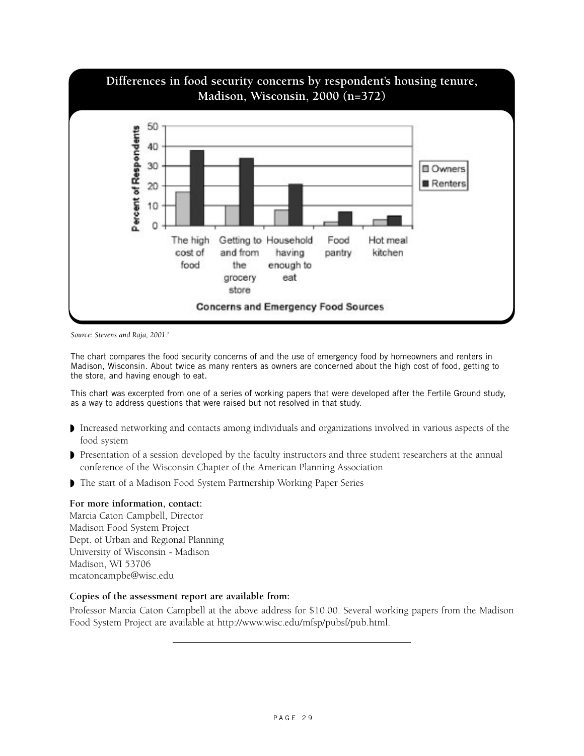**Differences in food security concerns by respondent's housing tenure, Madison, Wisconsin, 2000 (n=372)**

*Source: Stevens and Raja, 2001.*[7]

The chart compares the food security concerns of and the use of emergency food by homeowners and renters in Madison, Wisconsin. About twice as many renters as owners are concerned about the high cost of food, getting to the store, and having enough to eat.

This chart was excerpted from one of a series of working papers that were developed after the Fertile Ground study, as a way to address questions that were raised but not resolved in that study.

- Increased networking and contacts among individuals and organizations involved in various aspects of the food system
- Presentation of a session developed by the faculty instructors and three student researchers at the annual conference of the Wisconsin Chapter of the American Planning Association
- The start of a Madison Food System Partnership Working Paper Series

**For more information, contact:**
Marcia Caton Campbell, Director
Madison Food System Project
Dept. of Urban and Regional Planning
University of Wisconsin - Madison
Madison, WI 53706
mcatoncampbe@wisc.edu

**Copies of the assessment report are available from:**

Professor Marcia Caton Campbell at the above address for $10.00. Several working papers from the Madison Food System Project are available at http://www.wisc.edu/mfsp/pubsf/pub.html.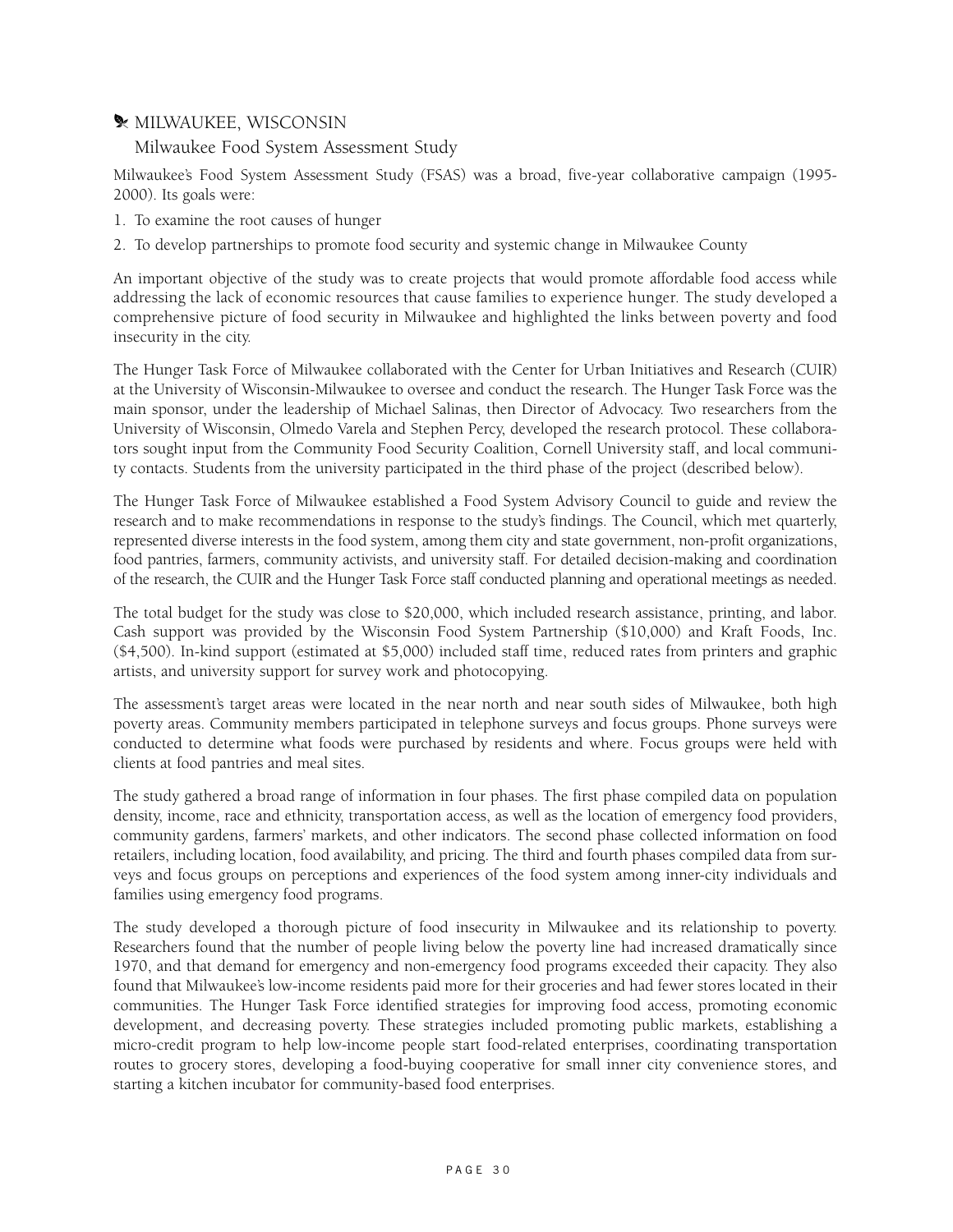## MILWAUKEE, WISCONSIN

### Milwaukee Food System Assessment Study

Milwaukee's Food System Assessment Study (FSAS) was a broad, five-year collaborative campaign (1995-2000). Its goals were:

1. To examine the root causes of hunger
2. To develop partnerships to promote food security and systemic change in Milwaukee County

An important objective of the study was to create projects that would promote affordable food access while addressing the lack of economic resources that cause families to experience hunger. The study developed a comprehensive picture of food security in Milwaukee and highlighted the links between poverty and food insecurity in the city.

The Hunger Task Force of Milwaukee collaborated with the Center for Urban Initiatives and Research (CUIR) at the University of Wisconsin-Milwaukee to oversee and conduct the research. The Hunger Task Force was the main sponsor, under the leadership of Michael Salinas, then Director of Advocacy. Two researchers from the University of Wisconsin, Olmedo Varela and Stephen Percy, developed the research protocol. These collaborators sought input from the Community Food Security Coalition, Cornell University staff, and local community contacts. Students from the university participated in the third phase of the project (described below).

The Hunger Task Force of Milwaukee established a Food System Advisory Council to guide and review the research and to make recommendations in response to the study's findings. The Council, which met quarterly, represented diverse interests in the food system, among them city and state government, non-profit organizations, food pantries, farmers, community activists, and university staff. For detailed decision-making and coordination of the research, the CUIR and the Hunger Task Force staff conducted planning and operational meetings as needed.

The total budget for the study was close to $20,000, which included research assistance, printing, and labor. Cash support was provided by the Wisconsin Food System Partnership ($10,000) and Kraft Foods, Inc. ($4,500). In-kind support (estimated at $5,000) included staff time, reduced rates from printers and graphic artists, and university support for survey work and photocopying.

The assessment's target areas were located in the near north and near south sides of Milwaukee, both high poverty areas. Community members participated in telephone surveys and focus groups. Phone surveys were conducted to determine what foods were purchased by residents and where. Focus groups were held with clients at food pantries and meal sites.

The study gathered a broad range of information in four phases. The first phase compiled data on population density, income, race and ethnicity, transportation access, as well as the location of emergency food providers, community gardens, farmers' markets, and other indicators. The second phase collected information on food retailers, including location, food availability, and pricing. The third and fourth phases compiled data from surveys and focus groups on perceptions and experiences of the food system among inner-city individuals and families using emergency food programs.

The study developed a thorough picture of food insecurity in Milwaukee and its relationship to poverty. Researchers found that the number of people living below the poverty line had increased dramatically since 1970, and that demand for emergency and non-emergency food programs exceeded their capacity. They also found that Milwaukee's low-income residents paid more for their groceries and had fewer stores located in their communities. The Hunger Task Force identified strategies for improving food access, promoting economic development, and decreasing poverty. These strategies included promoting public markets, establishing a micro-credit program to help low-income people start food-related enterprises, coordinating transportation routes to grocery stores, developing a food-buying cooperative for small inner city convenience stores, and starting a kitchen incubator for community-based food enterprises.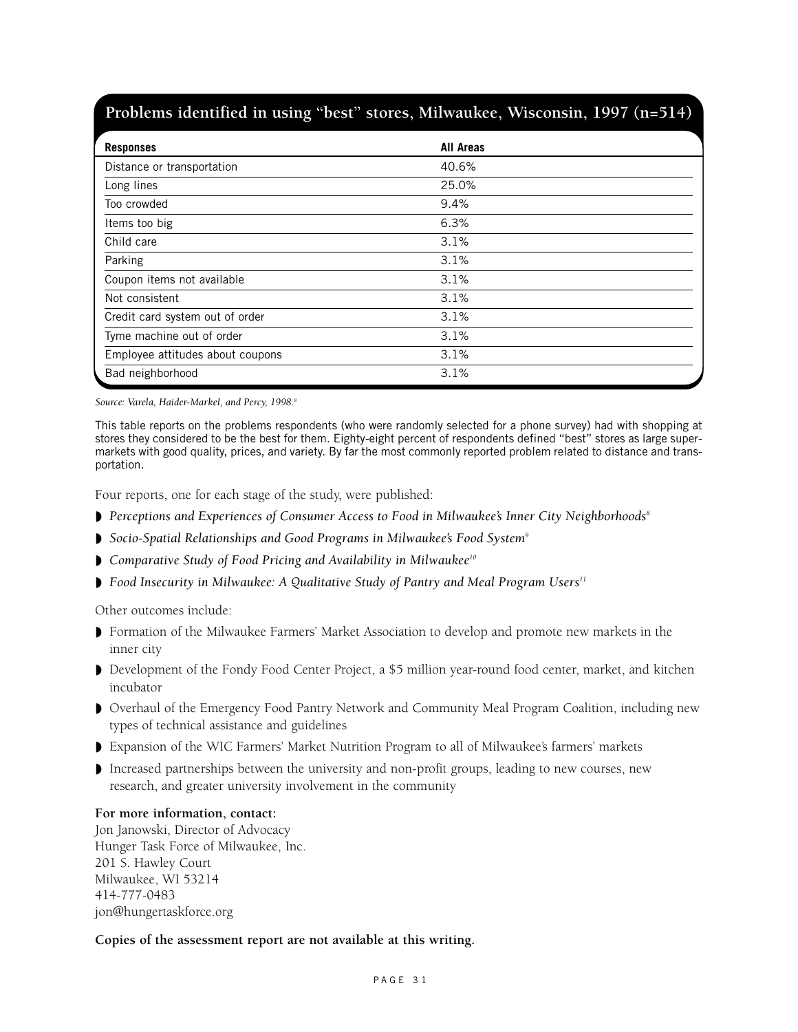## Problems identified in using "best" stores, Milwaukee, Wisconsin, 1997 (n=514)

| Responses | All Areas |
|---|---|
| Distance or transportation | 40.6% |
| Long lines | 25.0% |
| Too crowded | 9.4% |
| Items too big | 6.3% |
| Child care | 3.1% |
| Parking | 3.1% |
| Coupon items not available | 3.1% |
| Not consistent | 3.1% |
| Credit card system out of order | 3.1% |
| Tyme machine out of order | 3.1% |
| Employee attitudes about coupons | 3.1% |
| Bad neighborhood | 3.1% |

*Source: Varela, Haider-Markel, and Percy, 1998.*[8]

This table reports on the problems respondents (who were randomly selected for a phone survey) had with shopping at stores they considered to be the best for them. Eighty-eight percent of respondents defined "best" stores as large supermarkets with good quality, prices, and variety. By far the most commonly reported problem related to distance and transportation.

Four reports, one for each stage of the study, were published:

- *Perceptions and Experiences of Consumer Access to Food in Milwaukee's Inner City Neighborhoods*[8]
- *Socio-Spatial Relationships and Good Programs in Milwaukee's Food System*[9]
- *Comparative Study of Food Pricing and Availability in Milwaukee*[10]
- *Food Insecurity in Milwaukee: A Qualitative Study of Pantry and Meal Program Users*[11]

Other outcomes include:

- Formation of the Milwaukee Farmers' Market Association to develop and promote new markets in the inner city
- Development of the Fondy Food Center Project, a $5 million year-round food center, market, and kitchen incubator
- Overhaul of the Emergency Food Pantry Network and Community Meal Program Coalition, including new types of technical assistance and guidelines
- Expansion of the WIC Farmers' Market Nutrition Program to all of Milwaukee's farmers' markets
- Increased partnerships between the university and non-profit groups, leading to new courses, new research, and greater university involvement in the community

**For more information, contact:**
Jon Janowski, Director of Advocacy
Hunger Task Force of Milwaukee, Inc.
201 S. Hawley Court
Milwaukee, WI 53214
414-777-0483
jon@hungertaskforce.org

**Copies of the assessment report are not available at this writing.**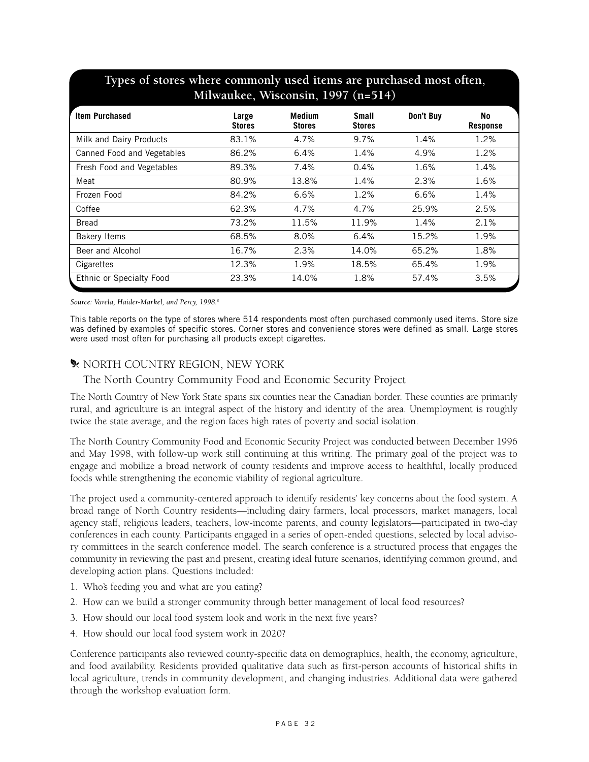## Types of stores where commonly used items are purchased most often, Milwaukee, Wisconsin, 1997 (n=514)

| Item Purchased | Large Stores | Medium Stores | Small Stores | Don't Buy | No Response |
|---|---|---|---|---|---|
| Milk and Dairy Products | 83.1% | 4.7% | 9.7% | 1.4% | 1.2% |
| Canned Food and Vegetables | 86.2% | 6.4% | 1.4% | 4.9% | 1.2% |
| Fresh Food and Vegetables | 89.3% | 7.4% | 0.4% | 1.6% | 1.4% |
| Meat | 80.9% | 13.8% | 1.4% | 2.3% | 1.6% |
| Frozen Food | 84.2% | 6.6% | 1.2% | 6.6% | 1.4% |
| Coffee | 62.3% | 4.7% | 4.7% | 25.9% | 2.5% |
| Bread | 73.2% | 11.5% | 11.9% | 1.4% | 2.1% |
| Bakery Items | 68.5% | 8.0% | 6.4% | 15.2% | 1.9% |
| Beer and Alcohol | 16.7% | 2.3% | 14.0% | 65.2% | 1.8% |
| Cigarettes | 12.3% | 1.9% | 18.5% | 65.4% | 1.9% |
| Ethnic or Specialty Food | 23.3% | 14.0% | 1.8% | 57.4% | 3.5% |

*Source: Varela, Haider-Markel, and Percy, 1998.[8]*

This table reports on the type of stores where 514 respondents most often purchased commonly used items. Store size was defined by examples of specific stores. Corner stores and convenience stores were defined as small. Large stores were used most often for purchasing all products except cigarettes.

## NORTH COUNTRY REGION, NEW YORK

### The North Country Community Food and Economic Security Project

The North Country of New York State spans six counties near the Canadian border. These counties are primarily rural, and agriculture is an integral aspect of the history and identity of the area. Unemployment is roughly twice the state average, and the region faces high rates of poverty and social isolation.

The North Country Community Food and Economic Security Project was conducted between December 1996 and May 1998, with follow-up work still continuing at this writing. The primary goal of the project was to engage and mobilize a broad network of county residents and improve access to healthful, locally produced foods while strengthening the economic viability of regional agriculture.

The project used a community-centered approach to identify residents' key concerns about the food system. A broad range of North Country residents—including dairy farmers, local processors, market managers, local agency staff, religious leaders, teachers, low-income parents, and county legislators—participated in two-day conferences in each county. Participants engaged in a series of open-ended questions, selected by local advisory committees in the search conference model. The search conference is a structured process that engages the community in reviewing the past and present, creating ideal future scenarios, identifying common ground, and developing action plans. Questions included:

1. Who's feeding you and what are you eating?
2. How can we build a stronger community through better management of local food resources?
3. How should our local food system look and work in the next five years?
4. How should our local food system work in 2020?

Conference participants also reviewed county-specific data on demographics, health, the economy, agriculture, and food availability. Residents provided qualitative data such as first-person accounts of historical shifts in local agriculture, trends in community development, and changing industries. Additional data were gathered through the workshop evaluation form.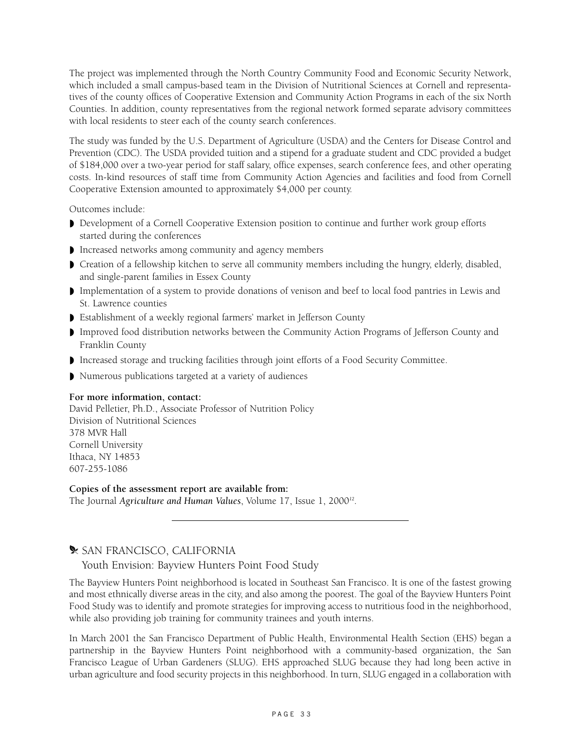The project was implemented through the North Country Community Food and Economic Security Network, which included a small campus-based team in the Division of Nutritional Sciences at Cornell and representatives of the county offices of Cooperative Extension and Community Action Programs in each of the six North Counties. In addition, county representatives from the regional network formed separate advisory committees with local residents to steer each of the county search conferences.

The study was funded by the U.S. Department of Agriculture (USDA) and the Centers for Disease Control and Prevention (CDC). The USDA provided tuition and a stipend for a graduate student and CDC provided a budget of $184,000 over a two-year period for staff salary, office expenses, search conference fees, and other operating costs. In-kind resources of staff time from Community Action Agencies and facilities and food from Cornell Cooperative Extension amounted to approximately $4,000 per county.

Outcomes include:

- Development of a Cornell Cooperative Extension position to continue and further work group efforts started during the conferences
- Increased networks among community and agency members
- Creation of a fellowship kitchen to serve all community members including the hungry, elderly, disabled, and single-parent families in Essex County
- Implementation of a system to provide donations of venison and beef to local food pantries in Lewis and St. Lawrence counties
- Establishment of a weekly regional farmers' market in Jefferson County
- Improved food distribution networks between the Community Action Programs of Jefferson County and Franklin County
- Increased storage and trucking facilities through joint efforts of a Food Security Committee.
- Numerous publications targeted at a variety of audiences

**For more information, contact:**
David Pelletier, Ph.D., Associate Professor of Nutrition Policy
Division of Nutritional Sciences
378 MVR Hall
Cornell University
Ithaca, NY 14853
607-255-1086

**Copies of the assessment report are available from:**
The Journal *Agriculture and Human Values*, Volume 17, Issue 1, 2000[12].

---

## SAN FRANCISCO, CALIFORNIA

### Youth Envision: Bayview Hunters Point Food Study

The Bayview Hunters Point neighborhood is located in Southeast San Francisco. It is one of the fastest growing and most ethnically diverse areas in the city, and also among the poorest. The goal of the Bayview Hunters Point Food Study was to identify and promote strategies for improving access to nutritious food in the neighborhood, while also providing job training for community trainees and youth interns.

In March 2001 the San Francisco Department of Public Health, Environmental Health Section (EHS) began a partnership in the Bayview Hunters Point neighborhood with a community-based organization, the San Francisco League of Urban Gardeners (SLUG). EHS approached SLUG because they had long been active in urban agriculture and food security projects in this neighborhood. In turn, SLUG engaged in a collaboration with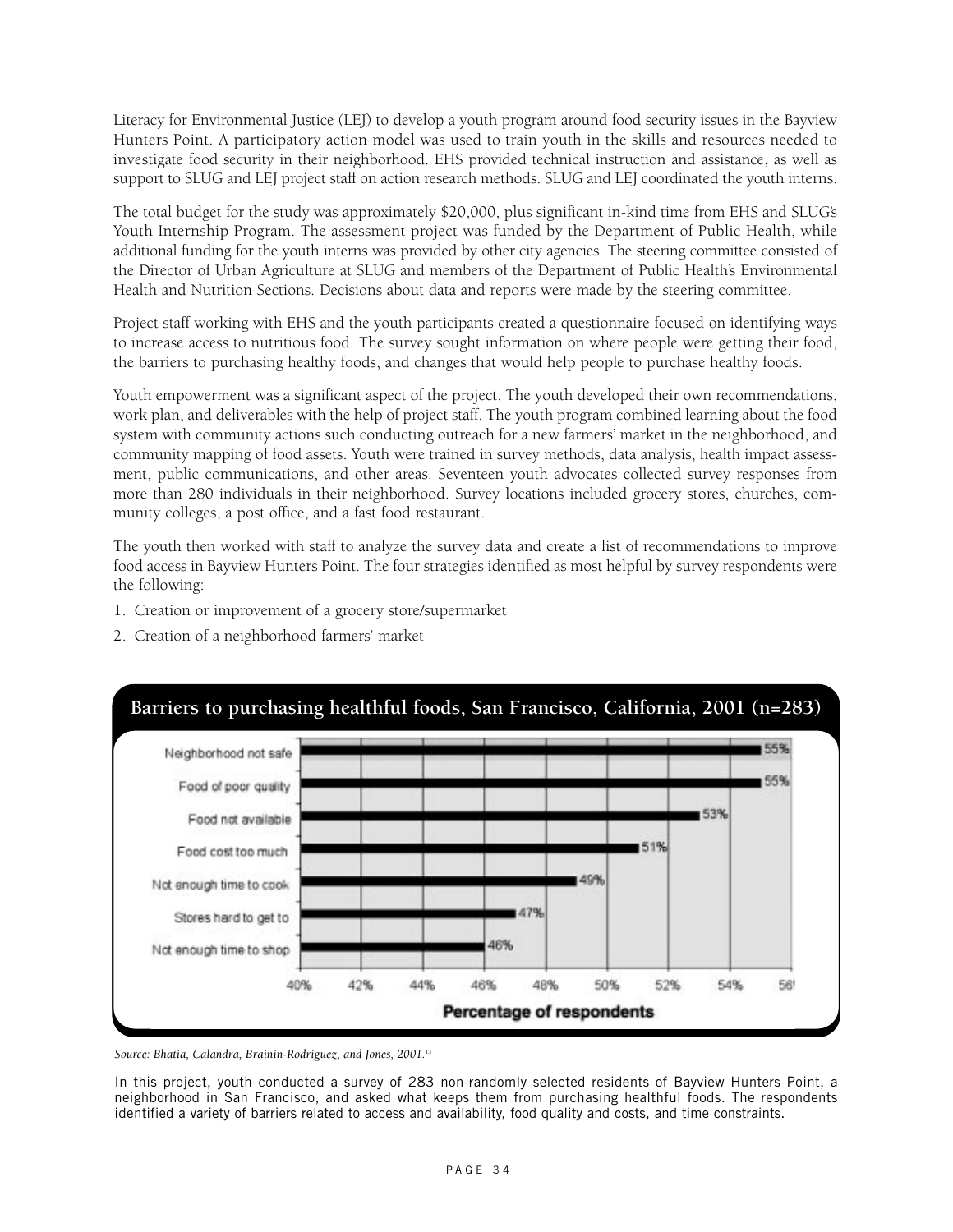Literacy for Environmental Justice (LEJ) to develop a youth program around food security issues in the Bayview Hunters Point. A participatory action model was used to train youth in the skills and resources needed to investigate food security in their neighborhood. EHS provided technical instruction and assistance, as well as support to SLUG and LEJ project staff on action research methods. SLUG and LEJ coordinated the youth interns.

The total budget for the study was approximately $20,000, plus significant in-kind time from EHS and SLUG's Youth Internship Program. The assessment project was funded by the Department of Public Health, while additional funding for the youth interns was provided by other city agencies. The steering committee consisted of the Director of Urban Agriculture at SLUG and members of the Department of Public Health's Environmental Health and Nutrition Sections. Decisions about data and reports were made by the steering committee.

Project staff working with EHS and the youth participants created a questionnaire focused on identifying ways to increase access to nutritious food. The survey sought information on where people were getting their food, the barriers to purchasing healthy foods, and changes that would help people to purchase healthy foods.

Youth empowerment was a significant aspect of the project. The youth developed their own recommendations, work plan, and deliverables with the help of project staff. The youth program combined learning about the food system with community actions such conducting outreach for a new farmers' market in the neighborhood, and community mapping of food assets. Youth were trained in survey methods, data analysis, health impact assessment, public communications, and other areas. Seventeen youth advocates collected survey responses from more than 280 individuals in their neighborhood. Survey locations included grocery stores, churches, community colleges, a post office, and a fast food restaurant.

The youth then worked with staff to analyze the survey data and create a list of recommendations to improve food access in Bayview Hunters Point. The four strategies identified as most helpful by survey respondents were the following:

1. Creation or improvement of a grocery store/supermarket
2. Creation of a neighborhood farmers' market

**Barriers to purchasing healthful foods, San Francisco, California, 2001 (n=283)**

| Barrier | Percentage of respondents |
|---|---|
| Neighborhood not safe | 55% |
| Food of poor quality | 55% |
| Food not available | 53% |
| Food cost too much | 51% |
| Not enough time to cook | 49% |
| Stores hard to get to | 47% |
| Not enough time to shop | 46% |

*Source: Bhatia, Calandra, Brainin-Rodriguez, and Jones, 2001.*[13]

In this project, youth conducted a survey of 283 non-randomly selected residents of Bayview Hunters Point, a neighborhood in San Francisco, and asked what keeps them from purchasing healthful foods. The respondents identified a variety of barriers related to access and availability, food quality and costs, and time constraints.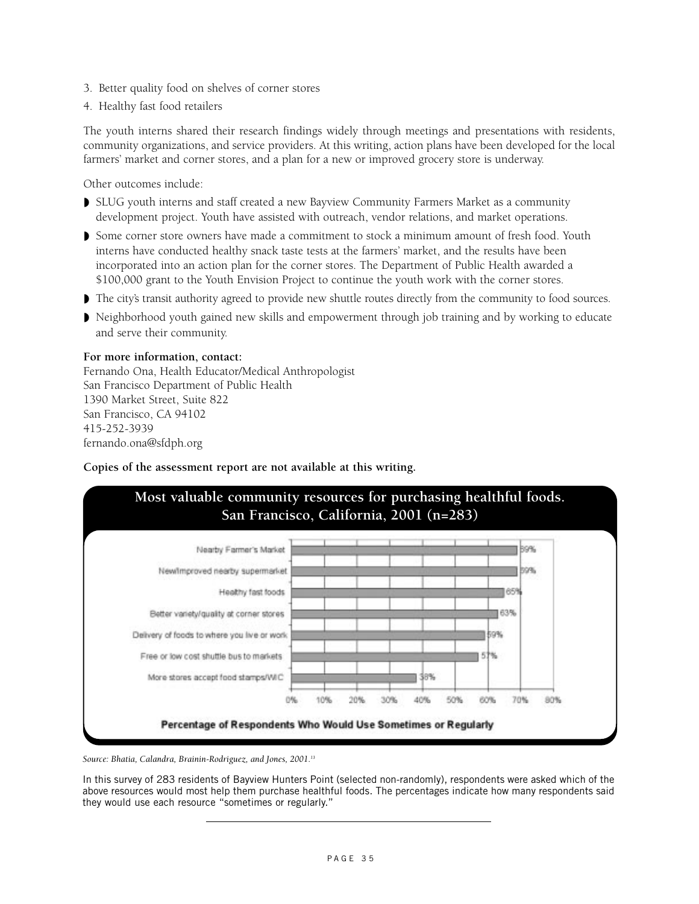3. Better quality food on shelves of corner stores
4. Healthy fast food retailers

The youth interns shared their research findings widely through meetings and presentations with residents, community organizations, and service providers. At this writing, action plans have been developed for the local farmers' market and corner stores, and a plan for a new or improved grocery store is underway.

Other outcomes include:

- SLUG youth interns and staff created a new Bayview Community Farmers Market as a community development project. Youth have assisted with outreach, vendor relations, and market operations.
- Some corner store owners have made a commitment to stock a minimum amount of fresh food. Youth interns have conducted healthy snack taste tests at the farmers' market, and the results have been incorporated into an action plan for the corner stores. The Department of Public Health awarded a $100,000 grant to the Youth Envision Project to continue the youth work with the corner stores.
- The city's transit authority agreed to provide new shuttle routes directly from the community to food sources.
- Neighborhood youth gained new skills and empowerment through job training and by working to educate and serve their community.

**For more information, contact:**
Fernando Ona, Health Educator/Medical Anthropologist
San Francisco Department of Public Health
1390 Market Street, Suite 822
San Francisco, CA 94102
415-252-3939
fernando.ona@sfdph.org

**Copies of the assessment report are not available at this writing.**

**Most valuable community resources for purchasing healthful foods. San Francisco, California, 2001 (n=283)**

| Resource | Percentage of Respondents Who Would Use Sometimes or Regularly |
|---|---|
| Nearby Farmer's Market | 69% |
| New/improved nearby supermarket | 69% |
| Healthy fast foods | 65% |
| Better variety/quality at corner stores | 63% |
| Delivery of foods to where you live or work | 59% |
| Free or low cost shuttle bus to markets | 57% |
| More stores accept food stamps/WIC | 38% |

*Source: Bhatia, Calandra, Brainin-Rodriguez, and Jones, 2001.*[13]

In this survey of 283 residents of Bayview Hunters Point (selected non-randomly), respondents were asked which of the above resources would most help them purchase healthful foods. The percentages indicate how many respondents said they would use each resource "sometimes or regularly."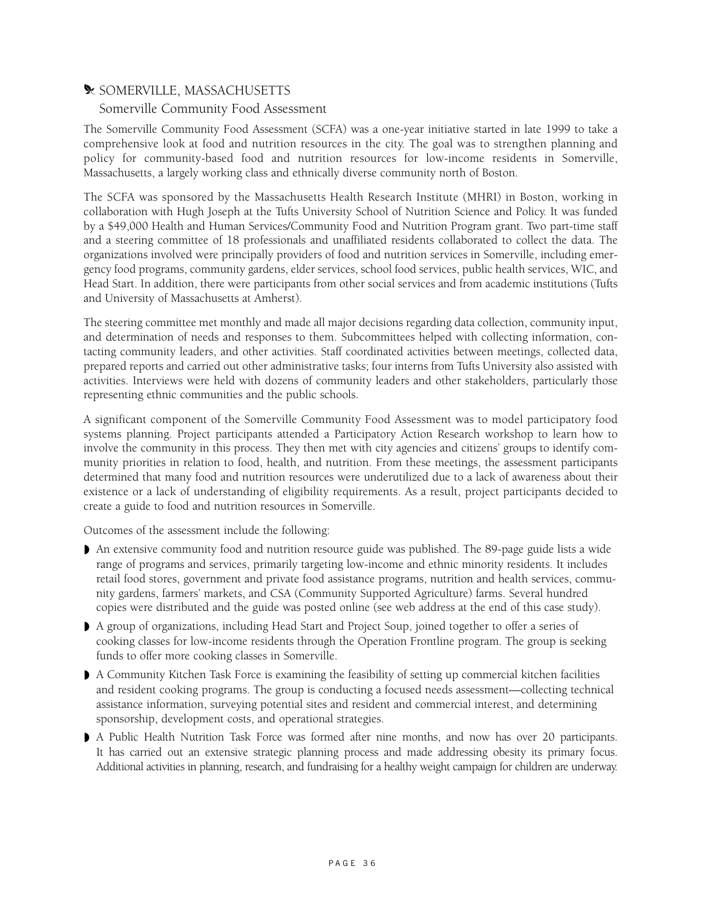## SOMERVILLE, MASSACHUSETTS

### Somerville Community Food Assessment

The Somerville Community Food Assessment (SCFA) was a one-year initiative started in late 1999 to take a comprehensive look at food and nutrition resources in the city. The goal was to strengthen planning and policy for community-based food and nutrition resources for low-income residents in Somerville, Massachusetts, a largely working class and ethnically diverse community north of Boston.

The SCFA was sponsored by the Massachusetts Health Research Institute (MHRI) in Boston, working in collaboration with Hugh Joseph at the Tufts University School of Nutrition Science and Policy. It was funded by a $49,000 Health and Human Services/Community Food and Nutrition Program grant. Two part-time staff and a steering committee of 18 professionals and unaffiliated residents collaborated to collect the data. The organizations involved were principally providers of food and nutrition services in Somerville, including emergency food programs, community gardens, elder services, school food services, public health services, WIC, and Head Start. In addition, there were participants from other social services and from academic institutions (Tufts and University of Massachusetts at Amherst).

The steering committee met monthly and made all major decisions regarding data collection, community input, and determination of needs and responses to them. Subcommittees helped with collecting information, contacting community leaders, and other activities. Staff coordinated activities between meetings, collected data, prepared reports and carried out other administrative tasks; four interns from Tufts University also assisted with activities. Interviews were held with dozens of community leaders and other stakeholders, particularly those representing ethnic communities and the public schools.

A significant component of the Somerville Community Food Assessment was to model participatory food systems planning. Project participants attended a Participatory Action Research workshop to learn how to involve the community in this process. They then met with city agencies and citizens' groups to identify community priorities in relation to food, health, and nutrition. From these meetings, the assessment participants determined that many food and nutrition resources were underutilized due to a lack of awareness about their existence or a lack of understanding of eligibility requirements. As a result, project participants decided to create a guide to food and nutrition resources in Somerville.

Outcomes of the assessment include the following:

- An extensive community food and nutrition resource guide was published. The 89-page guide lists a wide range of programs and services, primarily targeting low-income and ethnic minority residents. It includes retail food stores, government and private food assistance programs, nutrition and health services, community gardens, farmers' markets, and CSA (Community Supported Agriculture) farms. Several hundred copies were distributed and the guide was posted online (see web address at the end of this case study).
- A group of organizations, including Head Start and Project Soup, joined together to offer a series of cooking classes for low-income residents through the Operation Frontline program. The group is seeking funds to offer more cooking classes in Somerville.
- A Community Kitchen Task Force is examining the feasibility of setting up commercial kitchen facilities and resident cooking programs. The group is conducting a focused needs assessment—collecting technical assistance information, surveying potential sites and resident and commercial interest, and determining sponsorship, development costs, and operational strategies.
- A Public Health Nutrition Task Force was formed after nine months, and now has over 20 participants. It has carried out an extensive strategic planning process and made addressing obesity its primary focus. Additional activities in planning, research, and fundraising for a healthy weight campaign for children are underway.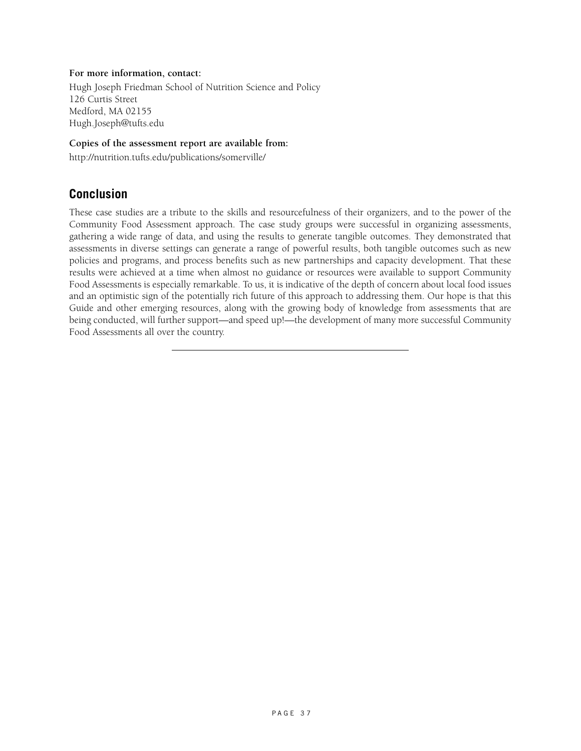**For more information, contact:**

Hugh Joseph Friedman School of Nutrition Science and Policy
126 Curtis Street
Medford, MA 02155
Hugh.Joseph@tufts.edu

**Copies of the assessment report are available from:**

http://nutrition.tufts.edu/publications/somerville/

## Conclusion

These case studies are a tribute to the skills and resourcefulness of their organizers, and to the power of the Community Food Assessment approach. The case study groups were successful in organizing assessments, gathering a wide range of data, and using the results to generate tangible outcomes. They demonstrated that assessments in diverse settings can generate a range of powerful results, both tangible outcomes such as new policies and programs, and process benefits such as new partnerships and capacity development. That these results were achieved at a time when almost no guidance or resources were available to support Community Food Assessments is especially remarkable. To us, it is indicative of the depth of concern about local food issues and an optimistic sign of the potentially rich future of this approach to addressing them. Our hope is that this Guide and other emerging resources, along with the growing body of knowledge from assessments that are being conducted, will further support—and speed up!—the development of many more successful Community Food Assessments all over the country.

---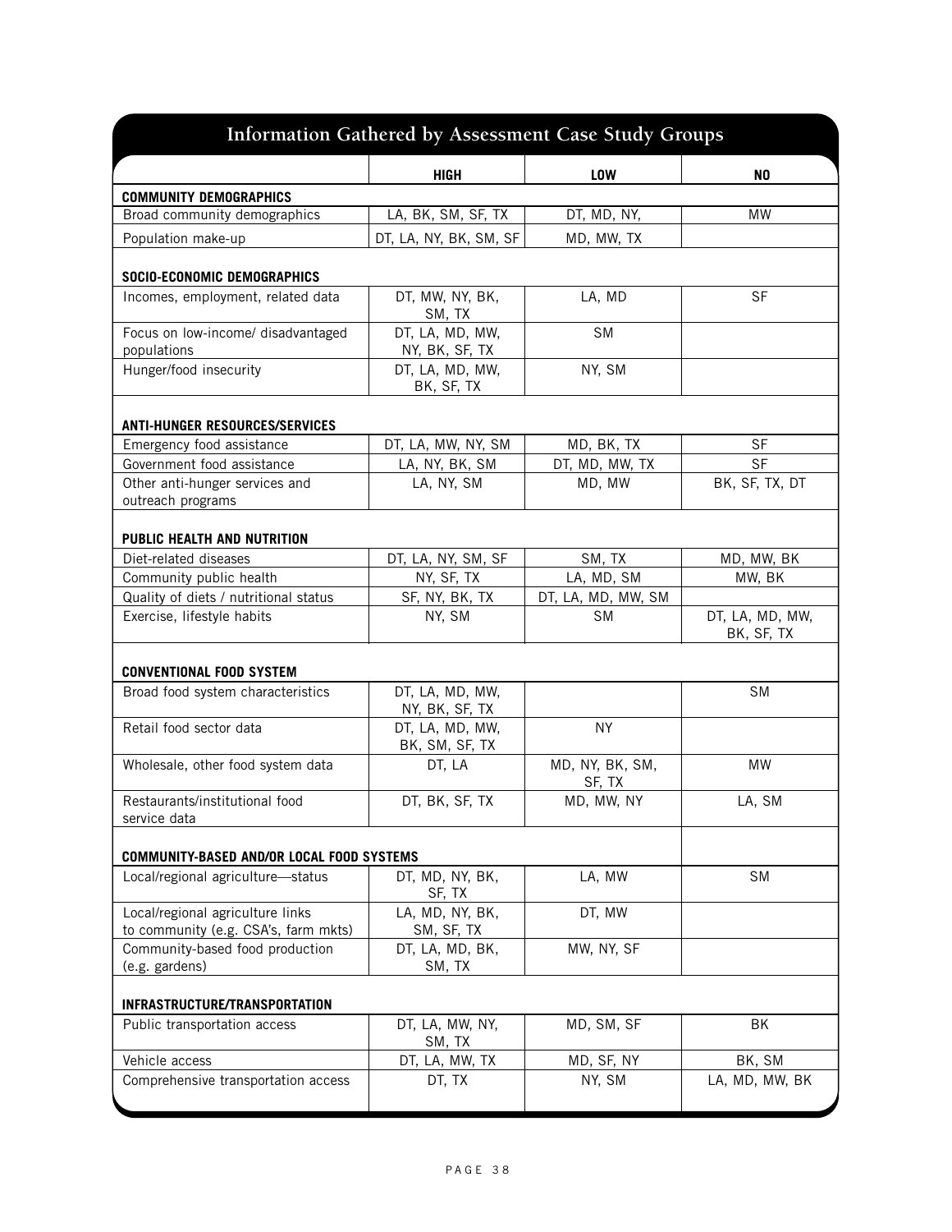## Information Gathered by Assessment Case Study Groups

| | HIGH | LOW | NO |
|---|---|---|---|
| **COMMUNITY DEMOGRAPHICS** | | | |
| Broad community demographics | LA, BK, SM, SF, TX | DT, MD, NY, | MW |
| Population make-up | DT, LA, NY, BK, SM, SF | MD, MW, TX | |
| **SOCIO-ECONOMIC DEMOGRAPHICS** | | | |
| Incomes, employment, related data | DT, MW, NY, BK, SM, TX | LA, MD | SF |
| Focus on low-income/ disadvantaged populations | DT, LA, MD, MW, NY, BK, SF, TX | SM | |
| Hunger/food insecurity | DT, LA, MD, MW, BK, SF, TX | NY, SM | |
| **ANTI-HUNGER RESOURCES/SERVICES** | | | |
| Emergency food assistance | DT, LA, MW, NY, SM | MD, BK, TX | SF |
| Government food assistance | LA, NY, BK, SM | DT, MD, MW, TX | SF |
| Other anti-hunger services and outreach programs | LA, NY, SM | MD, MW | BK, SF, TX, DT |
| **PUBLIC HEALTH AND NUTRITION** | | | |
| Diet-related diseases | DT, LA, NY, SM, SF | SM, TX | MD, MW, BK |
| Community public health | NY, SF, TX | LA, MD, SM | MW, BK |
| Quality of diets / nutritional status | SF, NY, BK, TX | DT, LA, MD, MW, SM | |
| Exercise, lifestyle habits | NY, SM | SM | DT, LA, MD, MW, BK, SF, TX |
| **CONVENTIONAL FOOD SYSTEM** | | | |
| Broad food system characteristics | DT, LA, MD, MW, NY, BK, SF, TX | | SM |
| Retail food sector data | DT, LA, MD, MW, BK, SM, SF, TX | NY | |
| Wholesale, other food system data | DT, LA | MD, NY, BK, SM, SF, TX | MW |
| Restaurants/institutional food service data | DT, BK, SF, TX | MD, MW, NY | LA, SM |
| **COMMUNITY-BASED AND/OR LOCAL FOOD SYSTEMS** | | | |
| Local/regional agriculture—status | DT, MD, NY, BK, SF, TX | LA, MW | SM |
| Local/regional agriculture links to community (e.g. CSA's, farm mkts) | LA, MD, NY, BK, SM, SF, TX | DT, MW | |
| Community-based food production (e.g. gardens) | DT, LA, MD, BK, SM, TX | MW, NY, SF | |
| **INFRASTRUCTURE/TRANSPORTATION** | | | |
| Public transportation access | DT, LA, MW, NY, SM, TX | MD, SM, SF | BK |
| Vehicle access | DT, LA, MW, TX | MD, SF, NY | BK, SM |
| Comprehensive transportation access | DT, TX | NY, SM | LA, MD, MW, BK |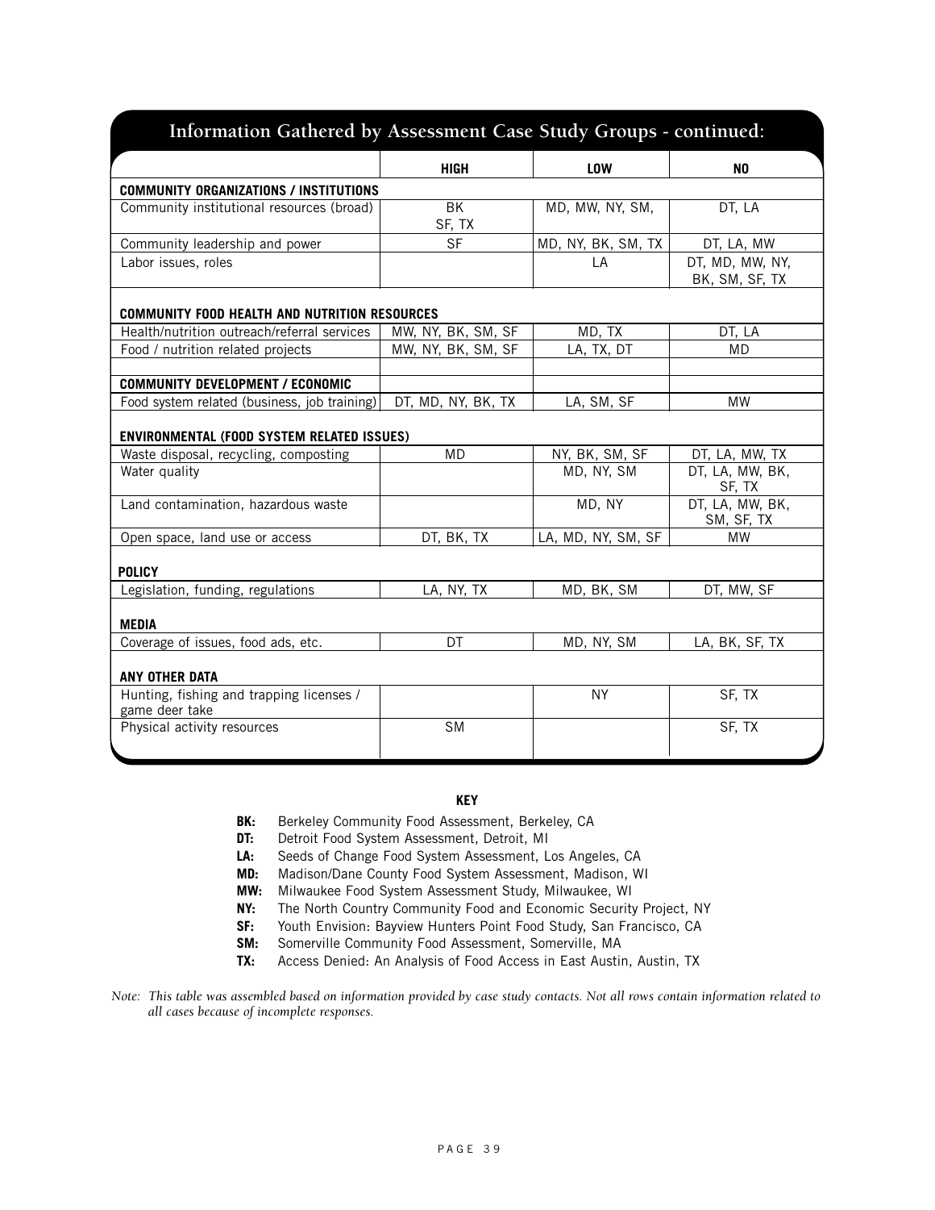## Information Gathered by Assessment Case Study Groups - continued:

| | HIGH | LOW | NO |
|---|---|---|---|
| **COMMUNITY ORGANIZATIONS / INSTITUTIONS** | | | |
| Community institutional resources (broad) | BK SF, TX | MD, MW, NY, SM, | DT, LA |
| Community leadership and power | SF | MD, NY, BK, SM, TX | DT, LA, MW |
| Labor issues, roles | | LA | DT, MD, MW, NY, BK, SM, SF, TX |
| **COMMUNITY FOOD HEALTH AND NUTRITION RESOURCES** | | | |
| Health/nutrition outreach/referral services | MW, NY, BK, SM, SF | MD, TX | DT, LA |
| Food / nutrition related projects | MW, NY, BK, SM, SF | LA, TX, DT | MD |
| **COMMUNITY DEVELOPMENT / ECONOMIC** | | | |
| Food system related (business, job training) | DT, MD, NY, BK, TX | LA, SM, SF | MW |
| **ENVIRONMENTAL (FOOD SYSTEM RELATED ISSUES)** | | | |
| Waste disposal, recycling, composting | MD | NY, BK, SM, SF | DT, LA, MW, TX |
| Water quality | | MD, NY, SM | DT, LA, MW, BK, SF, TX |
| Land contamination, hazardous waste | | MD, NY | DT, LA, MW, BK, SM, SF, TX |
| Open space, land use or access | DT, BK, TX | LA, MD, NY, SM, SF | MW |
| **POLICY** | | | |
| Legislation, funding, regulations | LA, NY, TX | MD, BK, SM | DT, MW, SF |
| **MEDIA** | | | |
| Coverage of issues, food ads, etc. | DT | MD, NY, SM | LA, BK, SF, TX |
| **ANY OTHER DATA** | | | |
| Hunting, fishing and trapping licenses / game deer take | | NY | SF, TX |
| Physical activity resources | SM | | SF, TX |

**KEY**

- **BK:** Berkeley Community Food Assessment, Berkeley, CA
- **DT:** Detroit Food System Assessment, Detroit, MI
- **LA:** Seeds of Change Food System Assessment, Los Angeles, CA
- **MD:** Madison/Dane County Food System Assessment, Madison, WI
- **MW:** Milwaukee Food System Assessment Study, Milwaukee, WI
- **NY:** The North Country Community Food and Economic Security Project, NY
- **SF:** Youth Envision: Bayview Hunters Point Food Study, San Francisco, CA
- **SM:** Somerville Community Food Assessment, Somerville, MA
- **TX:** Access Denied: An Analysis of Food Access in East Austin, Austin, TX

*Note: This table was assembled based on information provided by case study contacts. Not all rows contain information related to all cases because of incomplete responses.*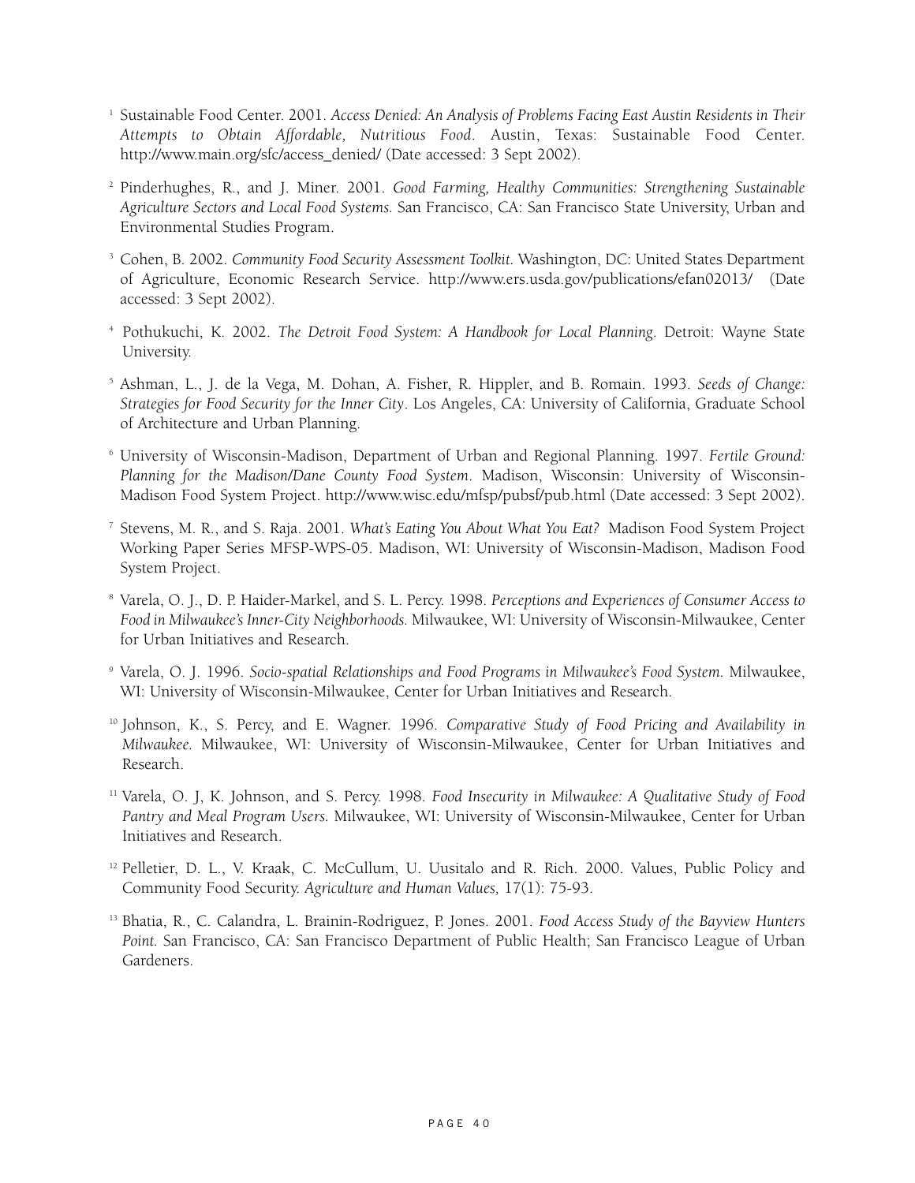[1] Sustainable Food Center. 2001. *Access Denied: An Analysis of Problems Facing East Austin Residents in Their Attempts to Obtain Affordable, Nutritious Food*. Austin, Texas: Sustainable Food Center. http://www.main.org/sfc/access_denied/ (Date accessed: 3 Sept 2002).

[2] Pinderhughes, R., and J. Miner. 2001. *Good Farming, Healthy Communities: Strengthening Sustainable Agriculture Sectors and Local Food Systems.* San Francisco, CA: San Francisco State University, Urban and Environmental Studies Program.

[3] Cohen, B. 2002. *Community Food Security Assessment Toolkit.* Washington, DC: United States Department of Agriculture, Economic Research Service. http://www.ers.usda.gov/publications/efan02013/ (Date accessed: 3 Sept 2002).

[4] Pothukuchi, K. 2002. *The Detroit Food System: A Handbook for Local Planning*. Detroit: Wayne State University.

[5] Ashman, L., J. de la Vega, M. Dohan, A. Fisher, R. Hippler, and B. Romain. 1993. *Seeds of Change: Strategies for Food Security for the Inner City*. Los Angeles, CA: University of California, Graduate School of Architecture and Urban Planning.

[6] University of Wisconsin-Madison, Department of Urban and Regional Planning. 1997. *Fertile Ground: Planning for the Madison/Dane County Food System*. Madison, Wisconsin: University of Wisconsin-Madison Food System Project. http://www.wisc.edu/mfsp/pubsf/pub.html (Date accessed: 3 Sept 2002).

[7] Stevens, M. R., and S. Raja. 2001. *What's Eating You About What You Eat?* Madison Food System Project Working Paper Series MFSP-WPS-05. Madison, WI: University of Wisconsin-Madison, Madison Food System Project.

[8] Varela, O. J., D. P. Haider-Markel, and S. L. Percy. 1998. *Perceptions and Experiences of Consumer Access to Food in Milwaukee's Inner-City Neighborhoods.* Milwaukee, WI: University of Wisconsin-Milwaukee, Center for Urban Initiatives and Research.

[9] Varela, O. J. 1996. *Socio-spatial Relationships and Food Programs in Milwaukee's Food System.* Milwaukee, WI: University of Wisconsin-Milwaukee, Center for Urban Initiatives and Research.

[10] Johnson, K., S. Percy, and E. Wagner. 1996. *Comparative Study of Food Pricing and Availability in Milwaukee.* Milwaukee, WI: University of Wisconsin-Milwaukee, Center for Urban Initiatives and Research.

[11] Varela, O. J, K. Johnson, and S. Percy. 1998. *Food Insecurity in Milwaukee: A Qualitative Study of Food Pantry and Meal Program Users.* Milwaukee, WI: University of Wisconsin-Milwaukee, Center for Urban Initiatives and Research.

[12] Pelletier, D. L., V. Kraak, C. McCullum, U. Uusitalo and R. Rich. 2000. Values, Public Policy and Community Food Security. *Agriculture and Human Values,* 17(1): 75-93.

[13] Bhatia, R., C. Calandra, L. Brainin-Rodriguez, P. Jones. 2001. *Food Access Study of the Bayview Hunters Point.* San Francisco, CA: San Francisco Department of Public Health; San Francisco League of Urban Gardeners.